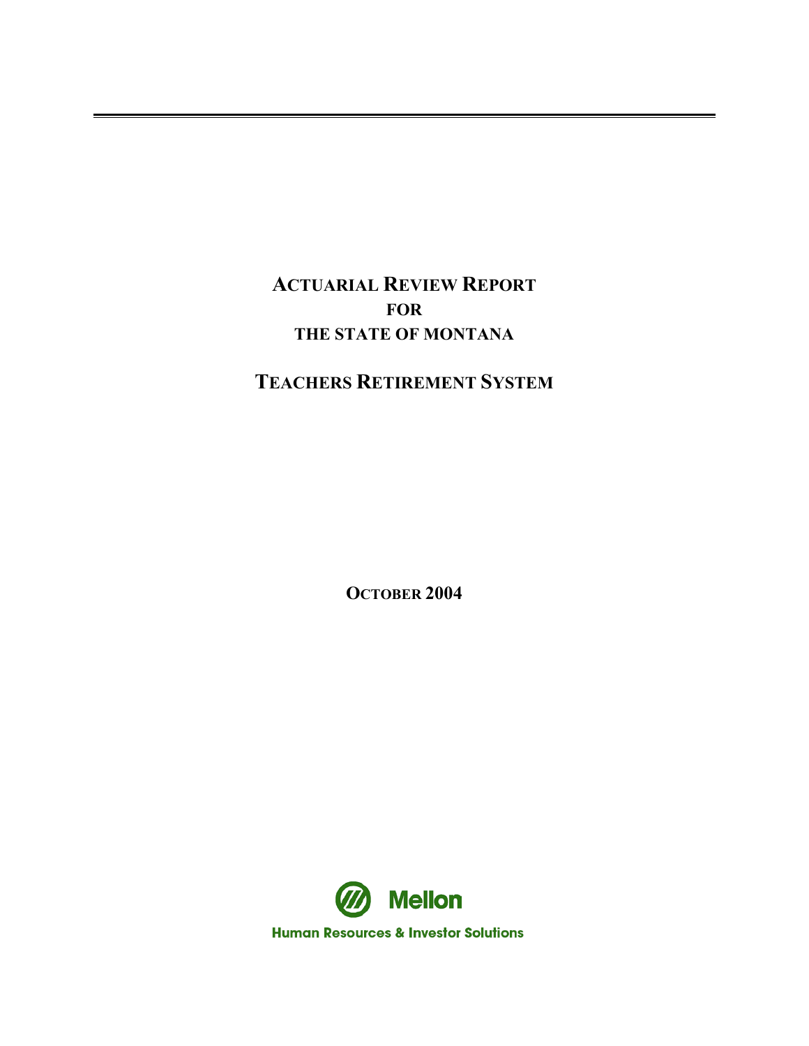# ACTUARIAL REVIEW REPORT
## FOR
## THE STATE OF MONTANA

# TEACHERS RETIREMENT SYSTEM

**OCTOBER 2004**

Mellon

Human Resources & Investor Solutions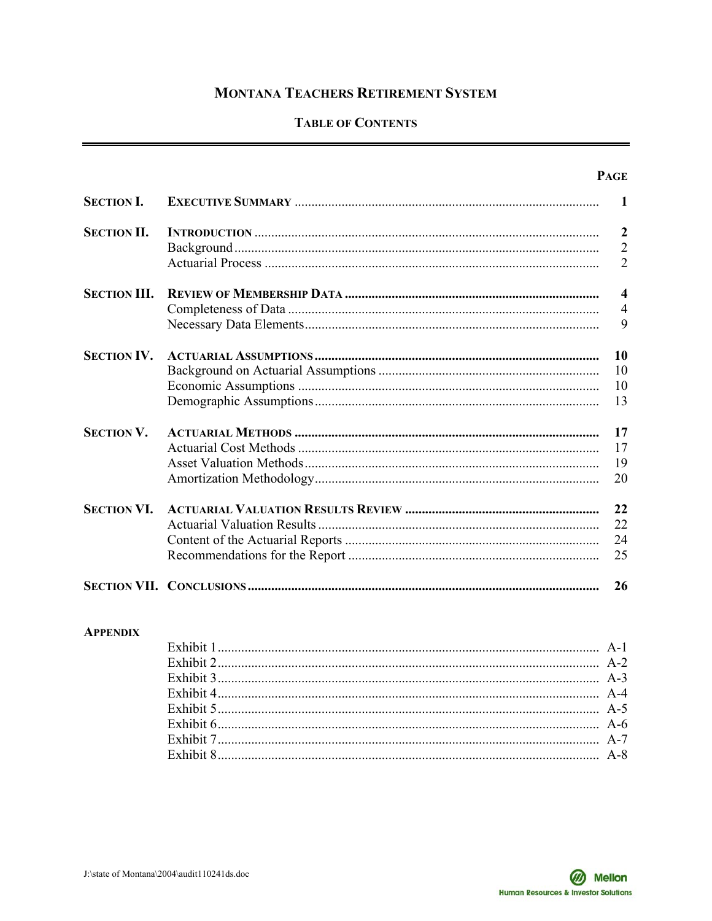# Montana Teachers Retirement System

## Table of Contents

| | | Page |
|---|---|---|
| **Section I.** | **Executive Summary** | **1** |
| **Section II.** | **Introduction** | **2** |
| | Background | 2 |
| | Actuarial Process | 2 |
| **Section III.** | **Review of Membership Data** | **4** |
| | Completeness of Data | 4 |
| | Necessary Data Elements | 9 |
| **Section IV.** | **Actuarial Assumptions** | **10** |
| | Background on Actuarial Assumptions | 10 |
| | Economic Assumptions | 10 |
| | Demographic Assumptions | 13 |
| **Section V.** | **Actuarial Methods** | **17** |
| | Actuarial Cost Methods | 17 |
| | Asset Valuation Methods | 19 |
| | Amortization Methodology | 20 |
| **Section VI.** | **Actuarial Valuation Results Review** | **22** |
| | Actuarial Valuation Results | 22 |
| | Content of the Actuarial Reports | 24 |
| | Recommendations for the Report | 25 |
| **Section VII.** | **Conclusions** | **26** |

**Appendix**

| | |
|---|---|
| Exhibit 1 | A-1 |
| Exhibit 2 | A-2 |
| Exhibit 3 | A-3 |
| Exhibit 4 | A-4 |
| Exhibit 5 | A-5 |
| Exhibit 6 | A-6 |
| Exhibit 7 | A-7 |
| Exhibit 8 | A-8 |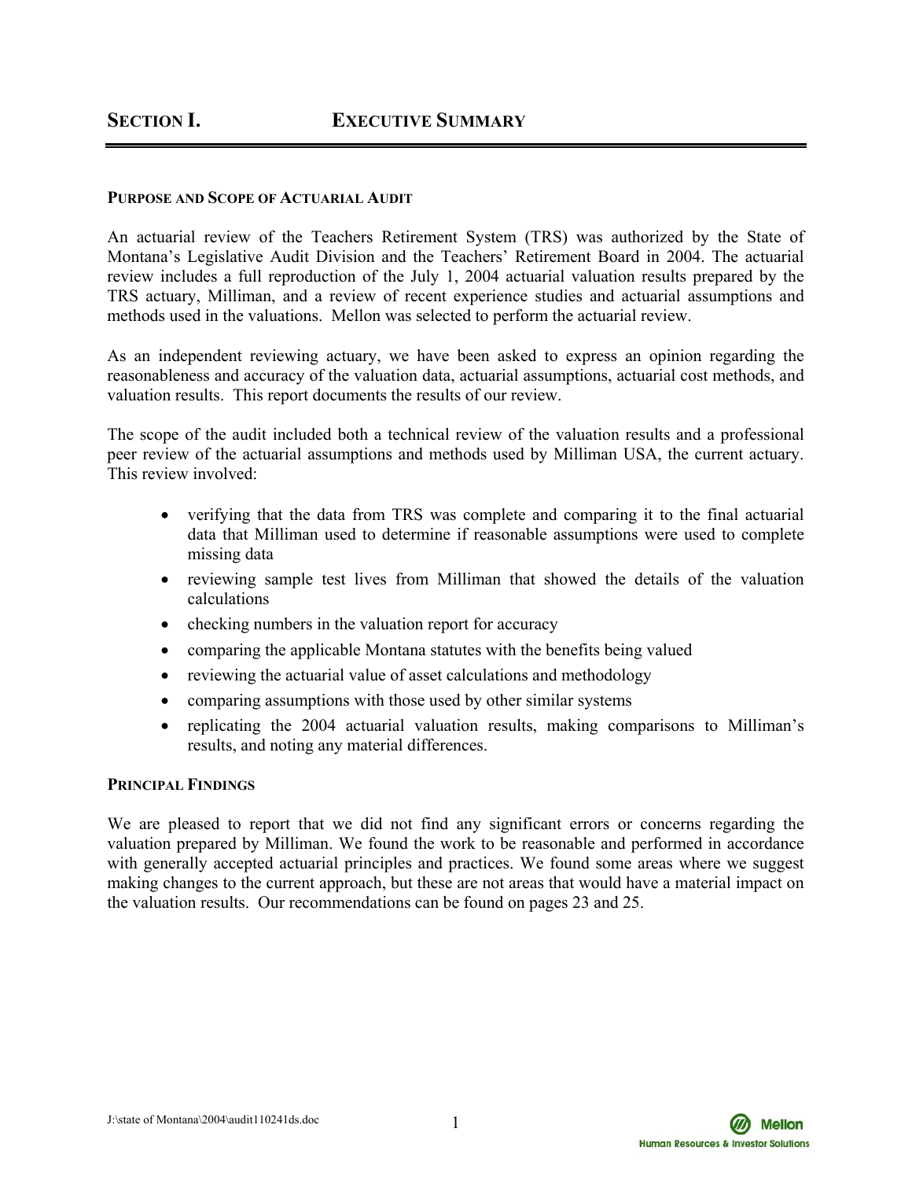# Section I. Executive Summary

## Purpose and Scope of Actuarial Audit

An actuarial review of the Teachers Retirement System (TRS) was authorized by the State of Montana's Legislative Audit Division and the Teachers' Retirement Board in 2004. The actuarial review includes a full reproduction of the July 1, 2004 actuarial valuation results prepared by the TRS actuary, Milliman, and a review of recent experience studies and actuarial assumptions and methods used in the valuations. Mellon was selected to perform the actuarial review.

As an independent reviewing actuary, we have been asked to express an opinion regarding the reasonableness and accuracy of the valuation data, actuarial assumptions, actuarial cost methods, and valuation results. This report documents the results of our review.

The scope of the audit included both a technical review of the valuation results and a professional peer review of the actuarial assumptions and methods used by Milliman USA, the current actuary. This review involved:

- verifying that the data from TRS was complete and comparing it to the final actuarial data that Milliman used to determine if reasonable assumptions were used to complete missing data
- reviewing sample test lives from Milliman that showed the details of the valuation calculations
- checking numbers in the valuation report for accuracy
- comparing the applicable Montana statutes with the benefits being valued
- reviewing the actuarial value of asset calculations and methodology
- comparing assumptions with those used by other similar systems
- replicating the 2004 actuarial valuation results, making comparisons to Milliman's results, and noting any material differences.

## Principal Findings

We are pleased to report that we did not find any significant errors or concerns regarding the valuation prepared by Milliman. We found the work to be reasonable and performed in accordance with generally accepted actuarial principles and practices. We found some areas where we suggest making changes to the current approach, but these are not areas that would have a material impact on the valuation results. Our recommendations can be found on pages 23 and 25.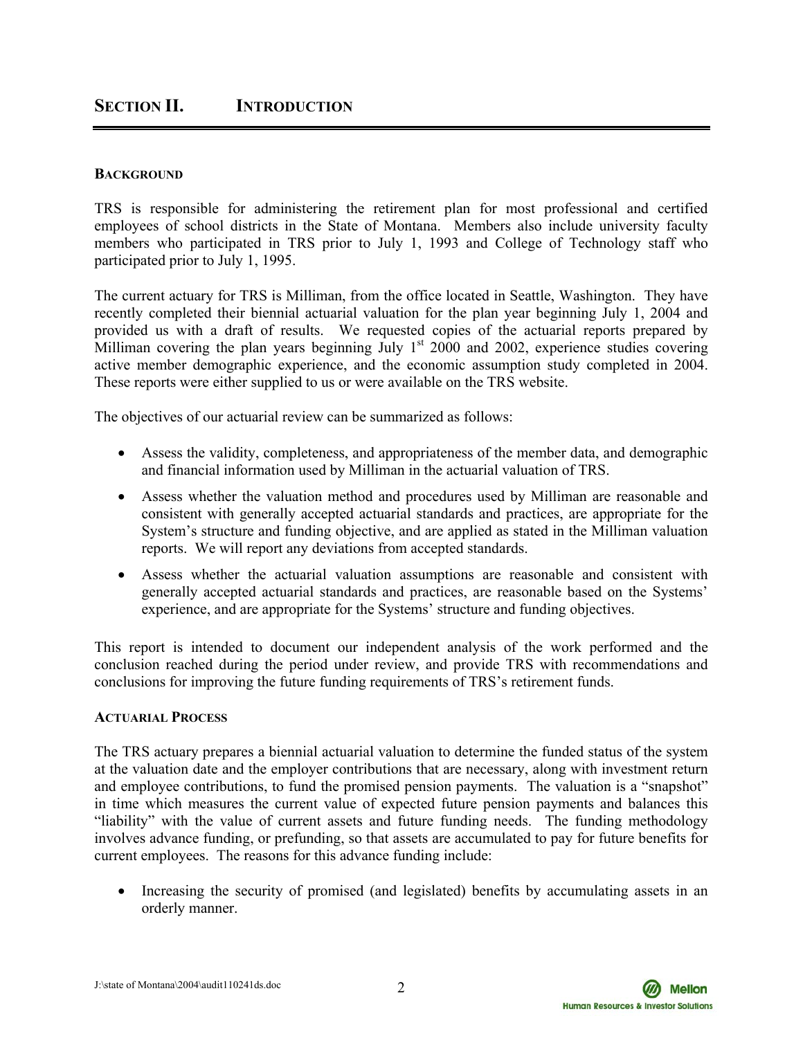## SECTION II. INTRODUCTION

### BACKGROUND

TRS is responsible for administering the retirement plan for most professional and certified employees of school districts in the State of Montana. Members also include university faculty members who participated in TRS prior to July 1, 1993 and College of Technology staff who participated prior to July 1, 1995.

The current actuary for TRS is Milliman, from the office located in Seattle, Washington. They have recently completed their biennial actuarial valuation for the plan year beginning July 1, 2004 and provided us with a draft of results. We requested copies of the actuarial reports prepared by Milliman covering the plan years beginning July 1st 2000 and 2002, experience studies covering active member demographic experience, and the economic assumption study completed in 2004. These reports were either supplied to us or were available on the TRS website.

The objectives of our actuarial review can be summarized as follows:

- Assess the validity, completeness, and appropriateness of the member data, and demographic and financial information used by Milliman in the actuarial valuation of TRS.
- Assess whether the valuation method and procedures used by Milliman are reasonable and consistent with generally accepted actuarial standards and practices, are appropriate for the System's structure and funding objective, and are applied as stated in the Milliman valuation reports. We will report any deviations from accepted standards.
- Assess whether the actuarial valuation assumptions are reasonable and consistent with generally accepted actuarial standards and practices, are reasonable based on the Systems' experience, and are appropriate for the Systems' structure and funding objectives.

This report is intended to document our independent analysis of the work performed and the conclusion reached during the period under review, and provide TRS with recommendations and conclusions for improving the future funding requirements of TRS's retirement funds.

### ACTUARIAL PROCESS

The TRS actuary prepares a biennial actuarial valuation to determine the funded status of the system at the valuation date and the employer contributions that are necessary, along with investment return and employee contributions, to fund the promised pension payments. The valuation is a "snapshot" in time which measures the current value of expected future pension payments and balances this "liability" with the value of current assets and future funding needs. The funding methodology involves advance funding, or prefunding, so that assets are accumulated to pay for future benefits for current employees. The reasons for this advance funding include:

- Increasing the security of promised (and legislated) benefits by accumulating assets in an orderly manner.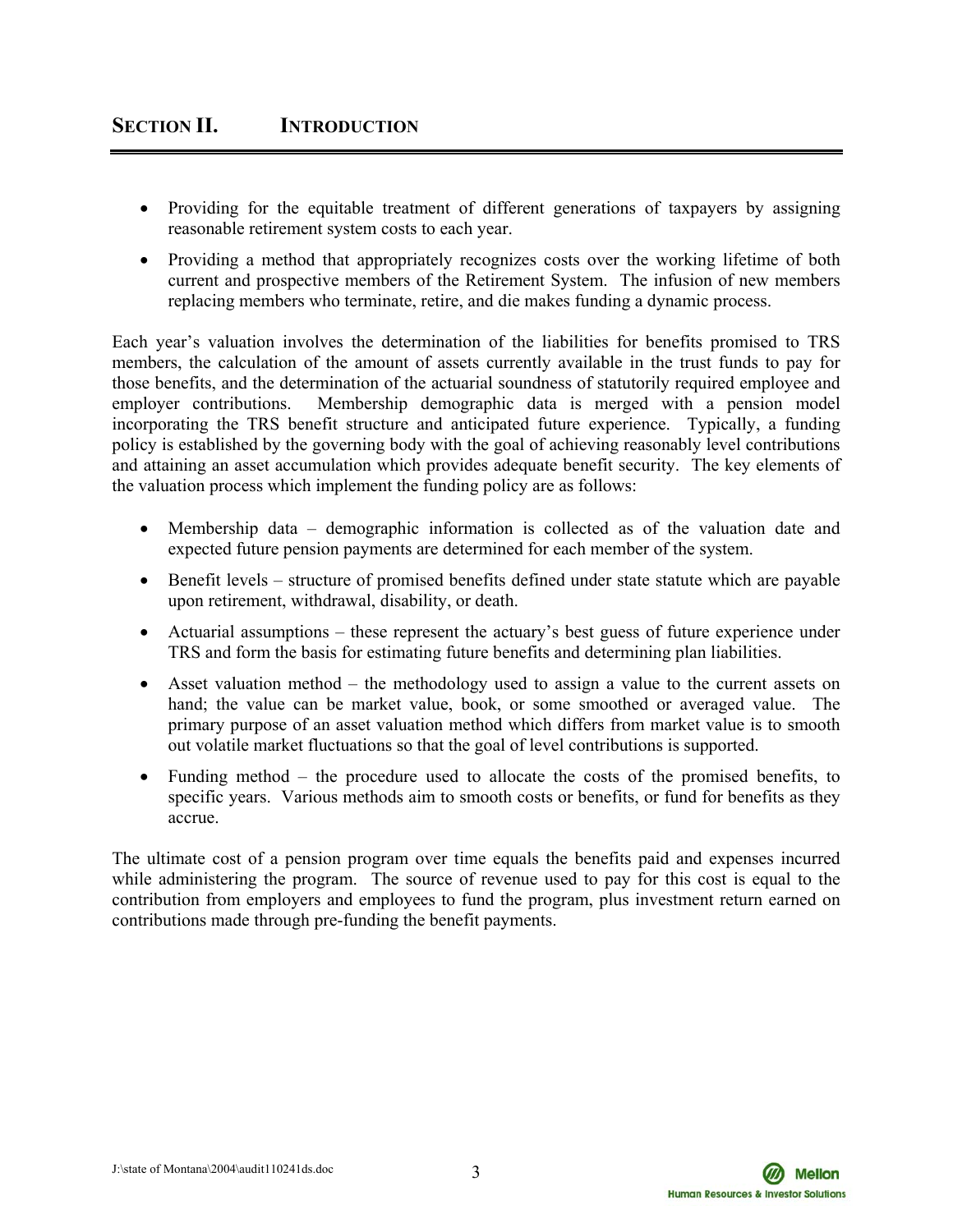## SECTION II. INTRODUCTION

- Providing for the equitable treatment of different generations of taxpayers by assigning reasonable retirement system costs to each year.
- Providing a method that appropriately recognizes costs over the working lifetime of both current and prospective members of the Retirement System. The infusion of new members replacing members who terminate, retire, and die makes funding a dynamic process.

Each year's valuation involves the determination of the liabilities for benefits promised to TRS members, the calculation of the amount of assets currently available in the trust funds to pay for those benefits, and the determination of the actuarial soundness of statutorily required employee and employer contributions. Membership demographic data is merged with a pension model incorporating the TRS benefit structure and anticipated future experience. Typically, a funding policy is established by the governing body with the goal of achieving reasonably level contributions and attaining an asset accumulation which provides adequate benefit security. The key elements of the valuation process which implement the funding policy are as follows:

- Membership data – demographic information is collected as of the valuation date and expected future pension payments are determined for each member of the system.
- Benefit levels – structure of promised benefits defined under state statute which are payable upon retirement, withdrawal, disability, or death.
- Actuarial assumptions – these represent the actuary's best guess of future experience under TRS and form the basis for estimating future benefits and determining plan liabilities.
- Asset valuation method – the methodology used to assign a value to the current assets on hand; the value can be market value, book, or some smoothed or averaged value. The primary purpose of an asset valuation method which differs from market value is to smooth out volatile market fluctuations so that the goal of level contributions is supported.
- Funding method – the procedure used to allocate the costs of the promised benefits, to specific years. Various methods aim to smooth costs or benefits, or fund for benefits as they accrue.

The ultimate cost of a pension program over time equals the benefits paid and expenses incurred while administering the program. The source of revenue used to pay for this cost is equal to the contribution from employers and employees to fund the program, plus investment return earned on contributions made through pre-funding the benefit payments.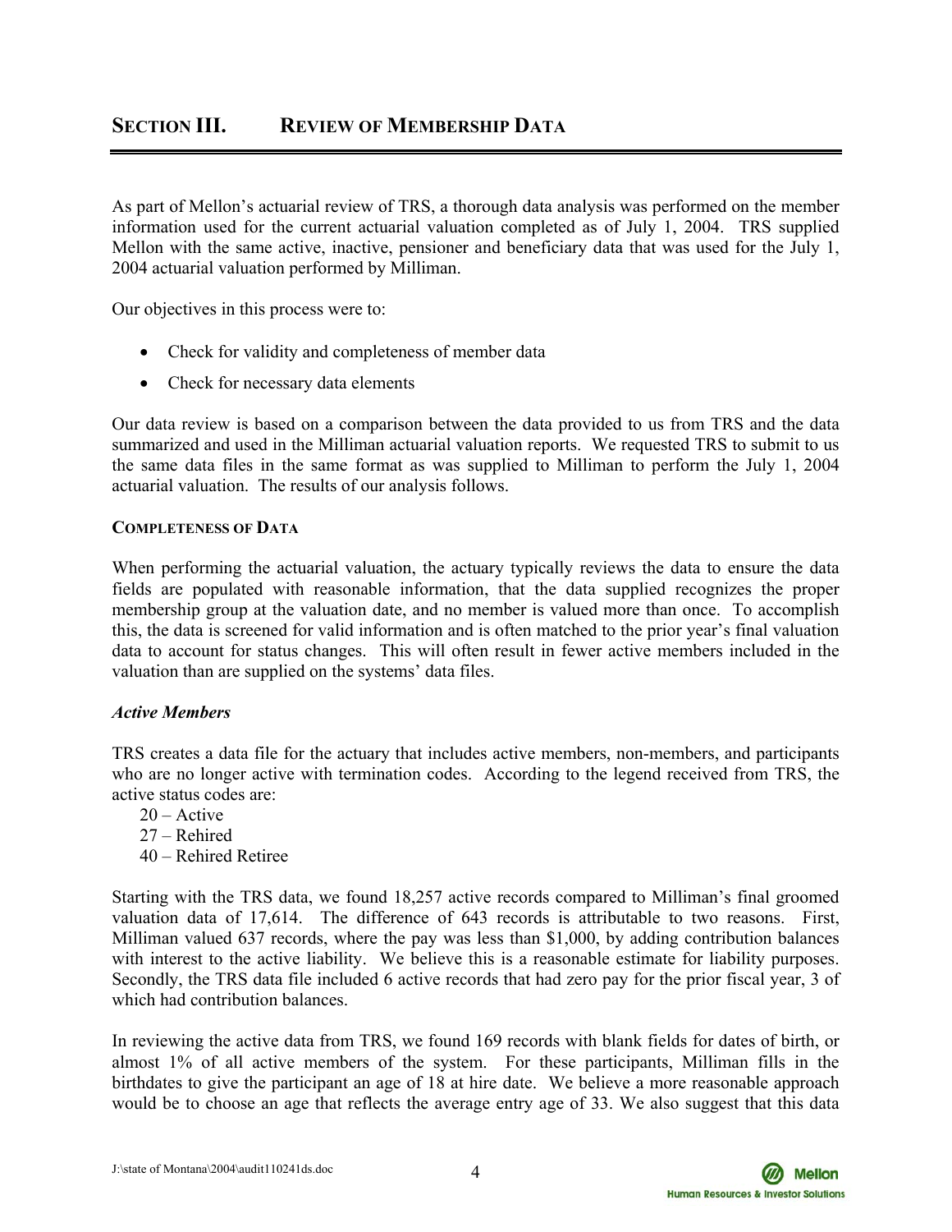## SECTION III. REVIEW OF MEMBERSHIP DATA

As part of Mellon's actuarial review of TRS, a thorough data analysis was performed on the member information used for the current actuarial valuation completed as of July 1, 2004. TRS supplied Mellon with the same active, inactive, pensioner and beneficiary data that was used for the July 1, 2004 actuarial valuation performed by Milliman.

Our objectives in this process were to:

- Check for validity and completeness of member data
- Check for necessary data elements

Our data review is based on a comparison between the data provided to us from TRS and the data summarized and used in the Milliman actuarial valuation reports. We requested TRS to submit to us the same data files in the same format as was supplied to Milliman to perform the July 1, 2004 actuarial valuation. The results of our analysis follows.

### COMPLETENESS OF DATA

When performing the actuarial valuation, the actuary typically reviews the data to ensure the data fields are populated with reasonable information, that the data supplied recognizes the proper membership group at the valuation date, and no member is valued more than once. To accomplish this, the data is screened for valid information and is often matched to the prior year's final valuation data to account for status changes. This will often result in fewer active members included in the valuation than are supplied on the systems' data files.

*Active Members*

TRS creates a data file for the actuary that includes active members, non-members, and participants who are no longer active with termination codes. According to the legend received from TRS, the active status codes are:

20 – Active
27 – Rehired
40 – Rehired Retiree

Starting with the TRS data, we found 18,257 active records compared to Milliman's final groomed valuation data of 17,614. The difference of 643 records is attributable to two reasons. First, Milliman valued 637 records, where the pay was less than $1,000, by adding contribution balances with interest to the active liability. We believe this is a reasonable estimate for liability purposes. Secondly, the TRS data file included 6 active records that had zero pay for the prior fiscal year, 3 of which had contribution balances.

In reviewing the active data from TRS, we found 169 records with blank fields for dates of birth, or almost 1% of all active members of the system. For these participants, Milliman fills in the birthdates to give the participant an age of 18 at hire date. We believe a more reasonable approach would be to choose an age that reflects the average entry age of 33. We also suggest that this data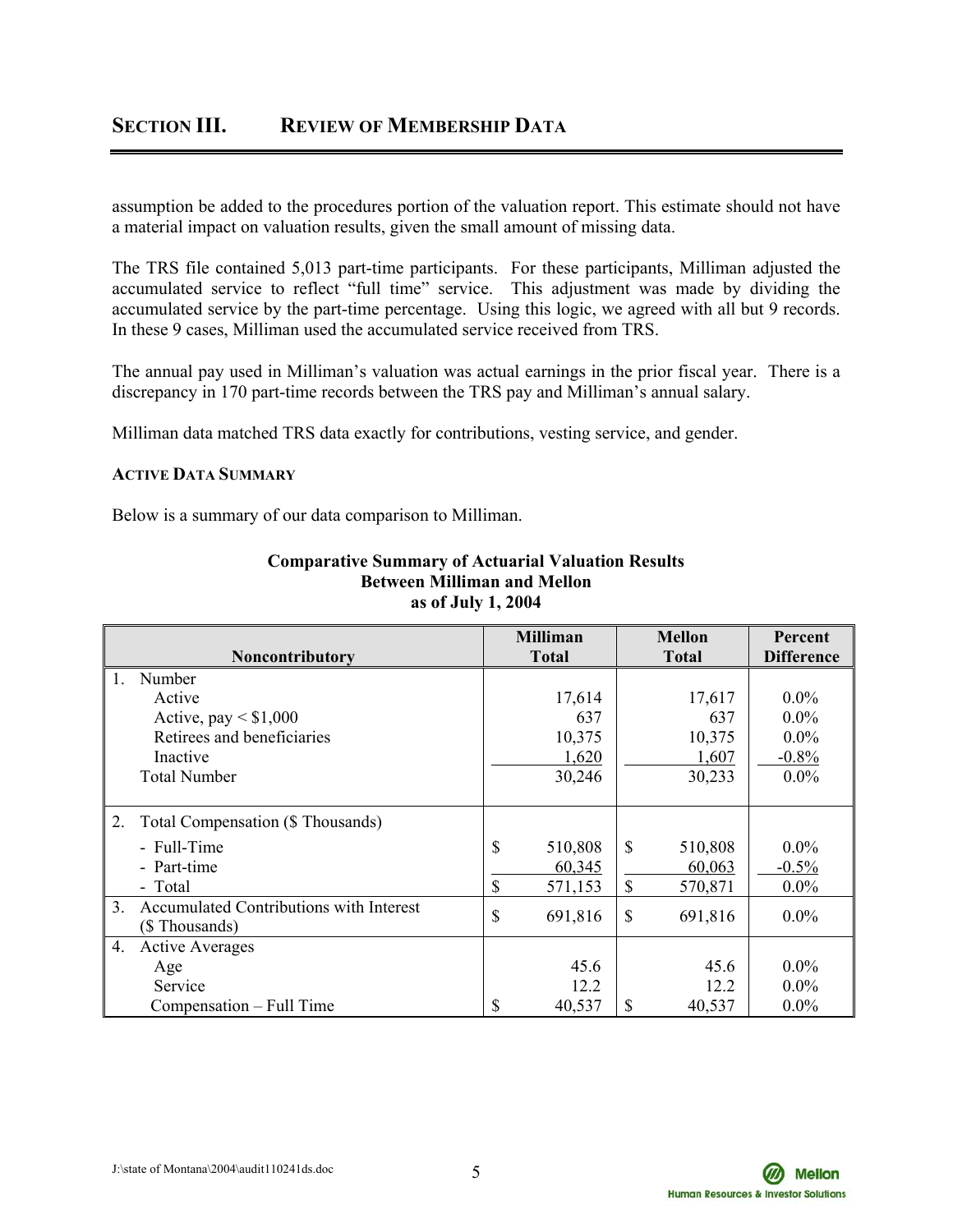## SECTION III. REVIEW OF MEMBERSHIP DATA

assumption be added to the procedures portion of the valuation report. This estimate should not have a material impact on valuation results, given the small amount of missing data.

The TRS file contained 5,013 part-time participants. For these participants, Milliman adjusted the accumulated service to reflect "full time" service. This adjustment was made by dividing the accumulated service by the part-time percentage. Using this logic, we agreed with all but 9 records. In these 9 cases, Milliman used the accumulated service received from TRS.

The annual pay used in Milliman's valuation was actual earnings in the prior fiscal year. There is a discrepancy in 170 part-time records between the TRS pay and Milliman's annual salary.

Milliman data matched TRS data exactly for contributions, vesting service, and gender.

### ACTIVE DATA SUMMARY

Below is a summary of our data comparison to Milliman.

**Comparative Summary of Actuarial Valuation Results Between Milliman and Mellon as of July 1, 2004**

| Noncontributory | Milliman Total | Mellon Total | Percent Difference |
|---|---|---|---|
| 1. Number | | | |
| Active | 17,614 | 17,617 | 0.0% |
| Active, pay < $1,000 | 637 | 637 | 0.0% |
| Retirees and beneficiaries | 10,375 | 10,375 | 0.0% |
| Inactive | 1,620 | 1,607 | -0.8% |
| Total Number | 30,246 | 30,233 | 0.0% |
| 2. Total Compensation ($ Thousands) | | | |
| - Full-Time | $ 510,808 | $ 510,808 | 0.0% |
| - Part-time | 60,345 | 60,063 | -0.5% |
| - Total | $ 571,153 | $ 570,871 | 0.0% |
| 3. Accumulated Contributions with Interest ($ Thousands) | $ 691,816 | $ 691,816 | 0.0% |
| 4. Active Averages | | | |
| Age | 45.6 | 45.6 | 0.0% |
| Service | 12.2 | 12.2 | 0.0% |
| Compensation – Full Time | $ 40,537 | $ 40,537 | 0.0% |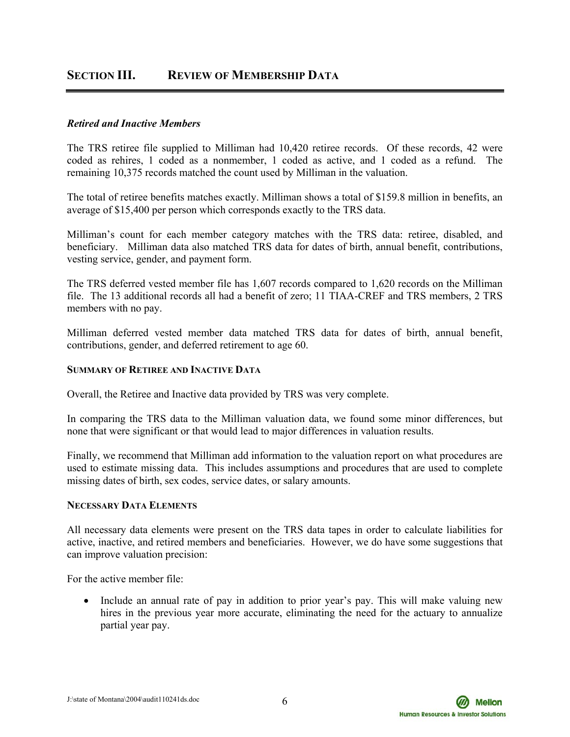## SECTION III. REVIEW OF MEMBERSHIP DATA

***Retired and Inactive Members***

The TRS retiree file supplied to Milliman had 10,420 retiree records. Of these records, 42 were coded as rehires, 1 coded as a nonmember, 1 coded as active, and 1 coded as a refund. The remaining 10,375 records matched the count used by Milliman in the valuation.

The total of retiree benefits matches exactly. Milliman shows a total of $159.8 million in benefits, an average of $15,400 per person which corresponds exactly to the TRS data.

Milliman's count for each member category matches with the TRS data: retiree, disabled, and beneficiary. Milliman data also matched TRS data for dates of birth, annual benefit, contributions, vesting service, gender, and payment form.

The TRS deferred vested member file has 1,607 records compared to 1,620 records on the Milliman file. The 13 additional records all had a benefit of zero; 11 TIAA-CREF and TRS members, 2 TRS members with no pay.

Milliman deferred vested member data matched TRS data for dates of birth, annual benefit, contributions, gender, and deferred retirement to age 60.

#### SUMMARY OF RETIREE AND INACTIVE DATA

Overall, the Retiree and Inactive data provided by TRS was very complete.

In comparing the TRS data to the Milliman valuation data, we found some minor differences, but none that were significant or that would lead to major differences in valuation results.

Finally, we recommend that Milliman add information to the valuation report on what procedures are used to estimate missing data. This includes assumptions and procedures that are used to complete missing dates of birth, sex codes, service dates, or salary amounts.

#### NECESSARY DATA ELEMENTS

All necessary data elements were present on the TRS data tapes in order to calculate liabilities for active, inactive, and retired members and beneficiaries. However, we do have some suggestions that can improve valuation precision:

For the active member file:

- Include an annual rate of pay in addition to prior year's pay. This will make valuing new hires in the previous year more accurate, eliminating the need for the actuary to annualize partial year pay.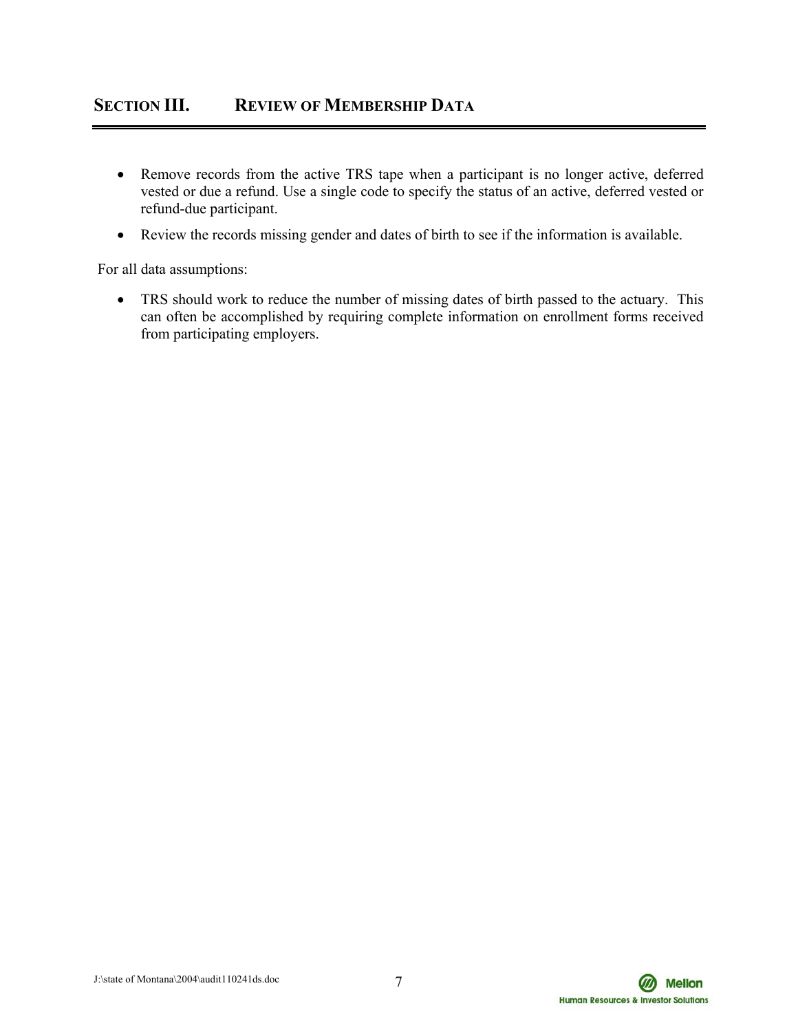## SECTION III. REVIEW OF MEMBERSHIP DATA

- Remove records from the active TRS tape when a participant is no longer active, deferred vested or due a refund. Use a single code to specify the status of an active, deferred vested or refund-due participant.
- Review the records missing gender and dates of birth to see if the information is available.

For all data assumptions:

- TRS should work to reduce the number of missing dates of birth passed to the actuary. This can often be accomplished by requiring complete information on enrollment forms received from participating employers.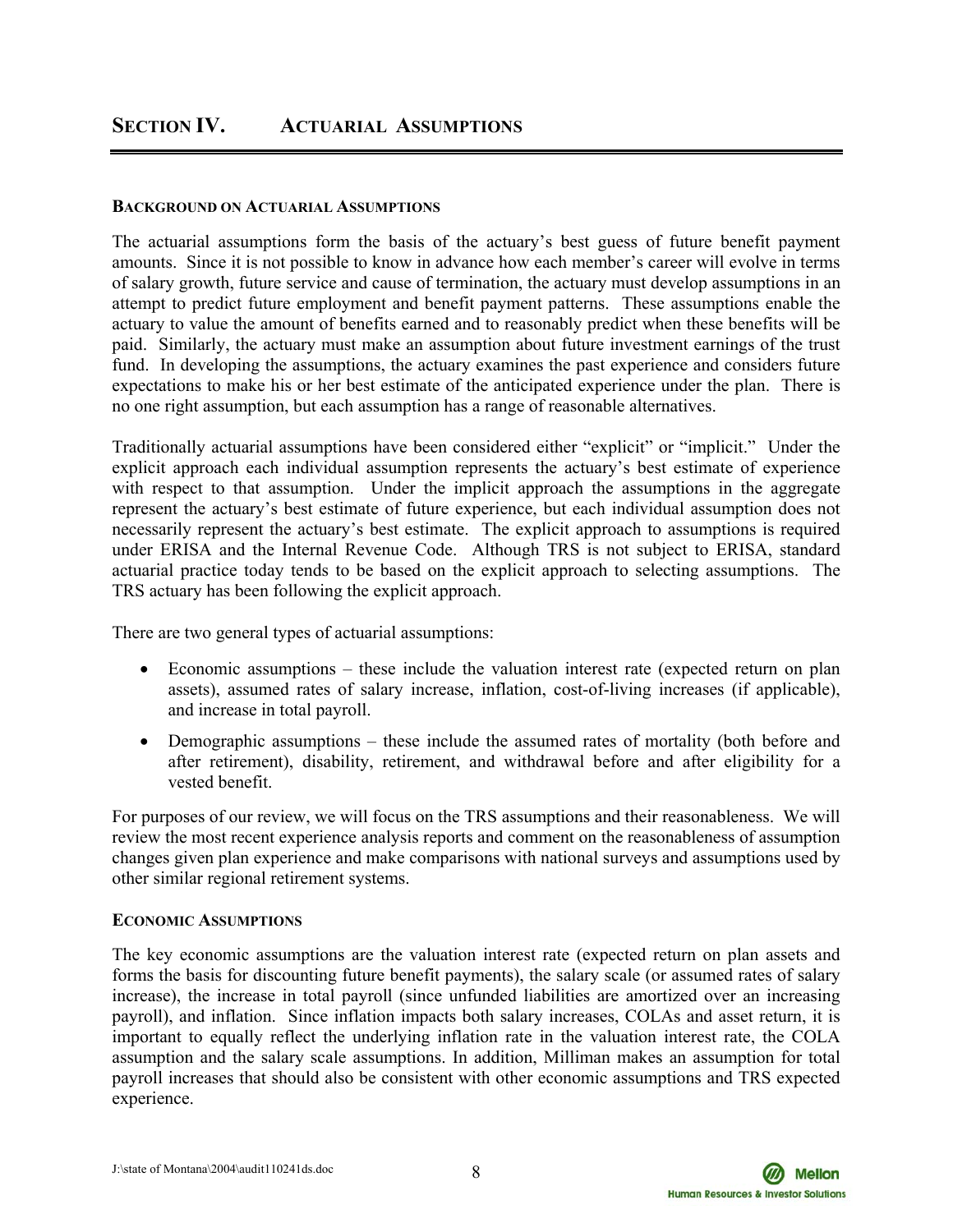## Section IV. Actuarial Assumptions

### Background on Actuarial Assumptions

The actuarial assumptions form the basis of the actuary's best guess of future benefit payment amounts. Since it is not possible to know in advance how each member's career will evolve in terms of salary growth, future service and cause of termination, the actuary must develop assumptions in an attempt to predict future employment and benefit payment patterns. These assumptions enable the actuary to value the amount of benefits earned and to reasonably predict when these benefits will be paid. Similarly, the actuary must make an assumption about future investment earnings of the trust fund. In developing the assumptions, the actuary examines the past experience and considers future expectations to make his or her best estimate of the anticipated experience under the plan. There is no one right assumption, but each assumption has a range of reasonable alternatives.

Traditionally actuarial assumptions have been considered either "explicit" or "implicit." Under the explicit approach each individual assumption represents the actuary's best estimate of experience with respect to that assumption. Under the implicit approach the assumptions in the aggregate represent the actuary's best estimate of future experience, but each individual assumption does not necessarily represent the actuary's best estimate. The explicit approach to assumptions is required under ERISA and the Internal Revenue Code. Although TRS is not subject to ERISA, standard actuarial practice today tends to be based on the explicit approach to selecting assumptions. The TRS actuary has been following the explicit approach.

There are two general types of actuarial assumptions:

- Economic assumptions – these include the valuation interest rate (expected return on plan assets), assumed rates of salary increase, inflation, cost-of-living increases (if applicable), and increase in total payroll.
- Demographic assumptions – these include the assumed rates of mortality (both before and after retirement), disability, retirement, and withdrawal before and after eligibility for a vested benefit.

For purposes of our review, we will focus on the TRS assumptions and their reasonableness. We will review the most recent experience analysis reports and comment on the reasonableness of assumption changes given plan experience and make comparisons with national surveys and assumptions used by other similar regional retirement systems.

### Economic Assumptions

The key economic assumptions are the valuation interest rate (expected return on plan assets and forms the basis for discounting future benefit payments), the salary scale (or assumed rates of salary increase), the increase in total payroll (since unfunded liabilities are amortized over an increasing payroll), and inflation. Since inflation impacts both salary increases, COLAs and asset return, it is important to equally reflect the underlying inflation rate in the valuation interest rate, the COLA assumption and the salary scale assumptions. In addition, Milliman makes an assumption for total payroll increases that should also be consistent with other economic assumptions and TRS expected experience.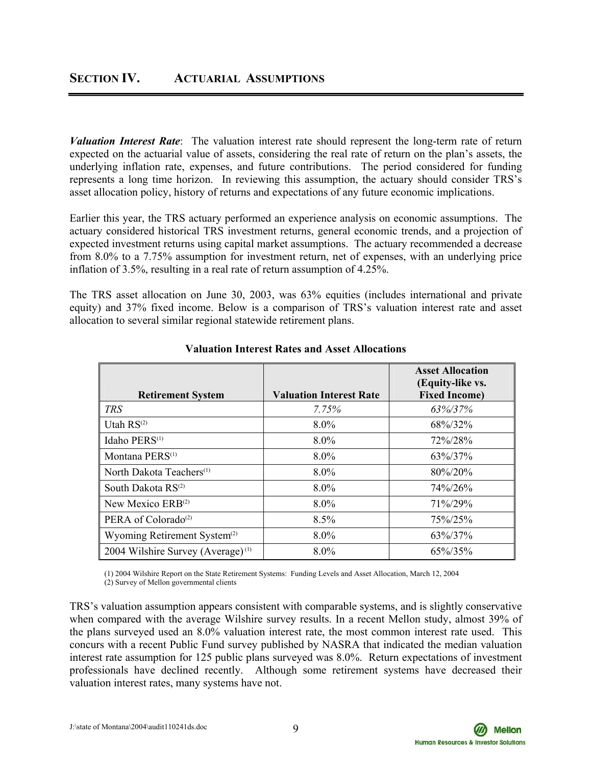## SECTION IV. ACTUARIAL ASSUMPTIONS

***Valuation Interest Rate***: The valuation interest rate should represent the long-term rate of return expected on the actuarial value of assets, considering the real rate of return on the plan's assets, the underlying inflation rate, expenses, and future contributions. The period considered for funding represents a long time horizon. In reviewing this assumption, the actuary should consider TRS's asset allocation policy, history of returns and expectations of any future economic implications.

Earlier this year, the TRS actuary performed an experience analysis on economic assumptions. The actuary considered historical TRS investment returns, general economic trends, and a projection of expected investment returns using capital market assumptions. The actuary recommended a decrease from 8.0% to a 7.75% assumption for investment return, net of expenses, with an underlying price inflation of 3.5%, resulting in a real rate of return assumption of 4.25%.

The TRS asset allocation on June 30, 2003, was 63% equities (includes international and private equity) and 37% fixed income. Below is a comparison of TRS's valuation interest rate and asset allocation to several similar regional statewide retirement plans.

**Valuation Interest Rates and Asset Allocations**

| Retirement System | Valuation Interest Rate | Asset Allocation (Equity-like vs. Fixed Income) |
|---|---|---|
| *TRS* | *7.75%* | *63%/37%* |
| Utah RS[2] | 8.0% | 68%/32% |
| Idaho PERS[1] | 8.0% | 72%/28% |
| Montana PERS[1] | 8.0% | 63%/37% |
| North Dakota Teachers[1] | 8.0% | 80%/20% |
| South Dakota RS[2] | 8.0% | 74%/26% |
| New Mexico ERB[2] | 8.0% | 71%/29% |
| PERA of Colorado[2] | 8.5% | 75%/25% |
| Wyoming Retirement System[2] | 8.0% | 63%/37% |
| 2004 Wilshire Survey (Average)[1] | 8.0% | 65%/35% |

(1) 2004 Wilshire Report on the State Retirement Systems: Funding Levels and Asset Allocation, March 12, 2004
(2) Survey of Mellon governmental clients

TRS's valuation assumption appears consistent with comparable systems, and is slightly conservative when compared with the average Wilshire survey results. In a recent Mellon study, almost 39% of the plans surveyed used an 8.0% valuation interest rate, the most common interest rate used. This concurs with a recent Public Fund survey published by NASRA that indicated the median valuation interest rate assumption for 125 public plans surveyed was 8.0%. Return expectations of investment professionals have declined recently. Although some retirement systems have decreased their valuation interest rates, many systems have not.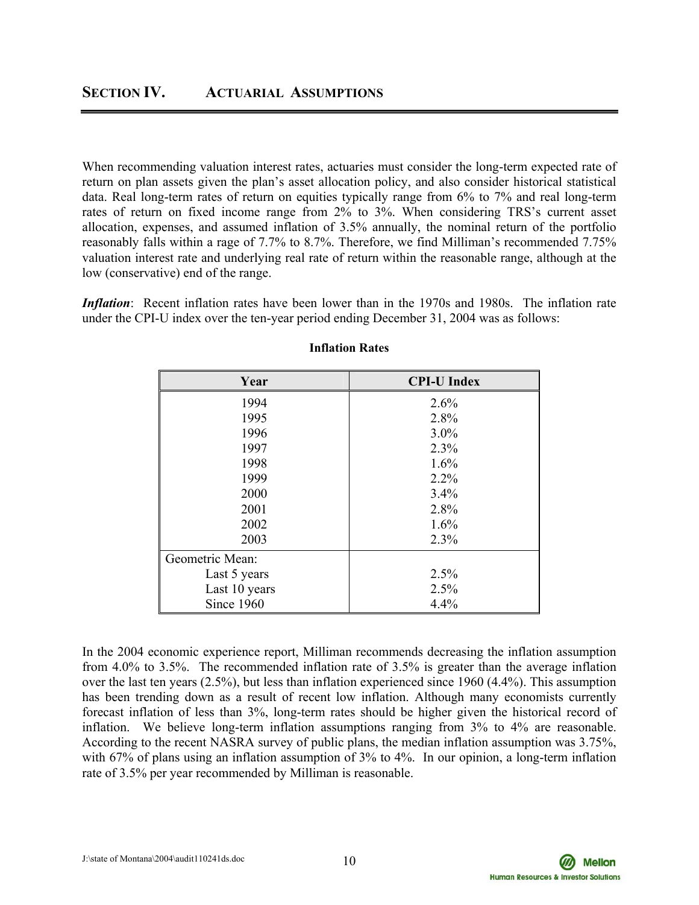# SECTION IV. ACTUARIAL ASSUMPTIONS

When recommending valuation interest rates, actuaries must consider the long-term expected rate of return on plan assets given the plan's asset allocation policy, and also consider historical statistical data. Real long-term rates of return on equities typically range from 6% to 7% and real long-term rates of return on fixed income range from 2% to 3%. When considering TRS's current asset allocation, expenses, and assumed inflation of 3.5% annually, the nominal return of the portfolio reasonably falls within a rage of 7.7% to 8.7%. Therefore, we find Milliman's recommended 7.75% valuation interest rate and underlying real rate of return within the reasonable range, although at the low (conservative) end of the range.

***Inflation***: Recent inflation rates have been lower than in the 1970s and 1980s. The inflation rate under the CPI-U index over the ten-year period ending December 31, 2004 was as follows:

**Inflation Rates**

| Year | CPI-U Index |
|---|---|
| 1994 | 2.6% |
| 1995 | 2.8% |
| 1996 | 3.0% |
| 1997 | 2.3% |
| 1998 | 1.6% |
| 1999 | 2.2% |
| 2000 | 3.4% |
| 2001 | 2.8% |
| 2002 | 1.6% |
| 2003 | 2.3% |
| Geometric Mean: | |
| Last 5 years | 2.5% |
| Last 10 years | 2.5% |
| Since 1960 | 4.4% |

In the 2004 economic experience report, Milliman recommends decreasing the inflation assumption from 4.0% to 3.5%. The recommended inflation rate of 3.5% is greater than the average inflation over the last ten years (2.5%), but less than inflation experienced since 1960 (4.4%). This assumption has been trending down as a result of recent low inflation. Although many economists currently forecast inflation of less than 3%, long-term rates should be higher given the historical record of inflation. We believe long-term inflation assumptions ranging from 3% to 4% are reasonable. According to the recent NASRA survey of public plans, the median inflation assumption was 3.75%, with 67% of plans using an inflation assumption of 3% to 4%. In our opinion, a long-term inflation rate of 3.5% per year recommended by Milliman is reasonable.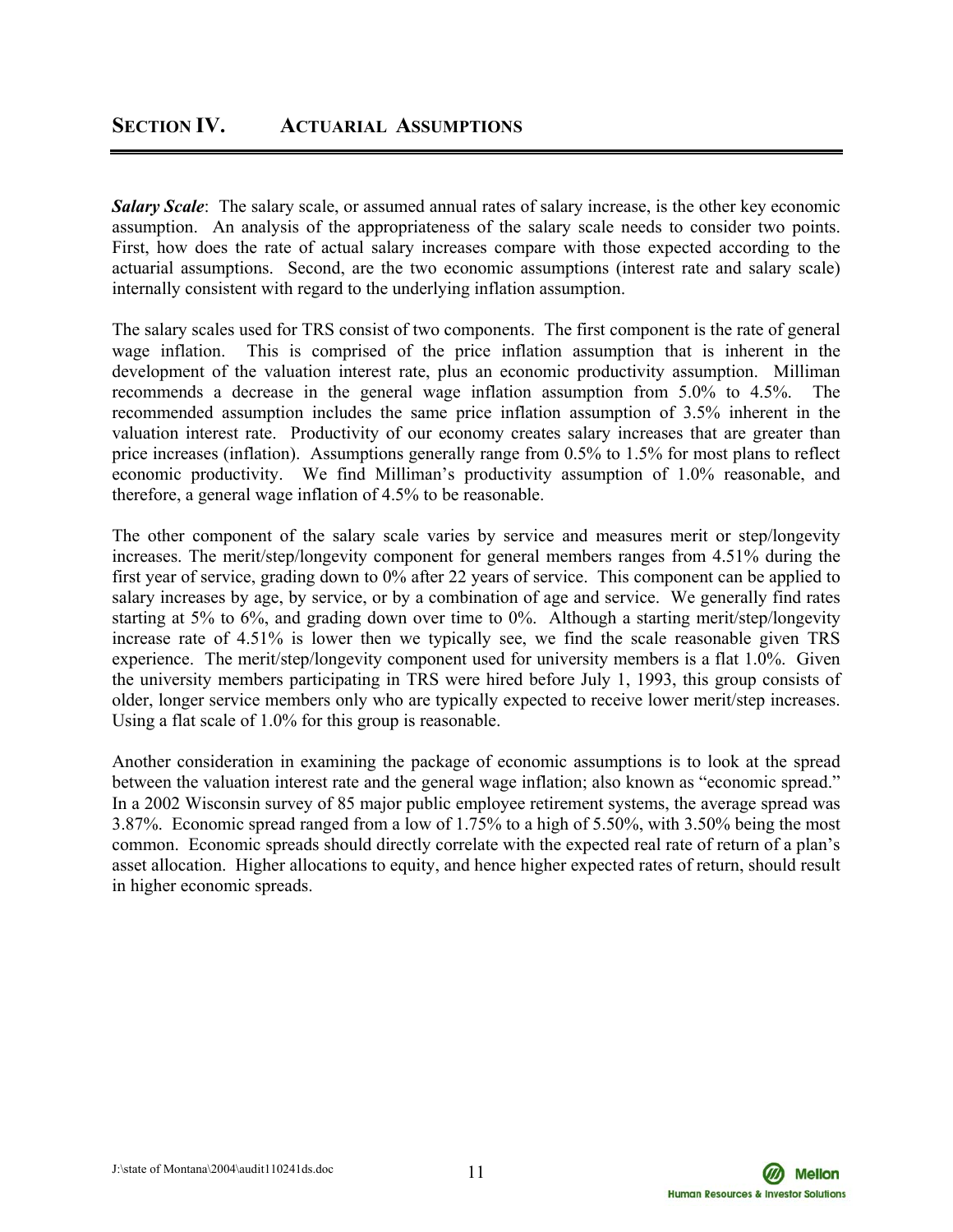## SECTION IV. ACTUARIAL ASSUMPTIONS

***Salary Scale***: The salary scale, or assumed annual rates of salary increase, is the other key economic assumption. An analysis of the appropriateness of the salary scale needs to consider two points. First, how does the rate of actual salary increases compare with those expected according to the actuarial assumptions. Second, are the two economic assumptions (interest rate and salary scale) internally consistent with regard to the underlying inflation assumption.

The salary scales used for TRS consist of two components. The first component is the rate of general wage inflation. This is comprised of the price inflation assumption that is inherent in the development of the valuation interest rate, plus an economic productivity assumption. Milliman recommends a decrease in the general wage inflation assumption from 5.0% to 4.5%. The recommended assumption includes the same price inflation assumption of 3.5% inherent in the valuation interest rate. Productivity of our economy creates salary increases that are greater than price increases (inflation). Assumptions generally range from 0.5% to 1.5% for most plans to reflect economic productivity. We find Milliman's productivity assumption of 1.0% reasonable, and therefore, a general wage inflation of 4.5% to be reasonable.

The other component of the salary scale varies by service and measures merit or step/longevity increases. The merit/step/longevity component for general members ranges from 4.51% during the first year of service, grading down to 0% after 22 years of service. This component can be applied to salary increases by age, by service, or by a combination of age and service. We generally find rates starting at 5% to 6%, and grading down over time to 0%. Although a starting merit/step/longevity increase rate of 4.51% is lower then we typically see, we find the scale reasonable given TRS experience. The merit/step/longevity component used for university members is a flat 1.0%. Given the university members participating in TRS were hired before July 1, 1993, this group consists of older, longer service members only who are typically expected to receive lower merit/step increases. Using a flat scale of 1.0% for this group is reasonable.

Another consideration in examining the package of economic assumptions is to look at the spread between the valuation interest rate and the general wage inflation; also known as "economic spread." In a 2002 Wisconsin survey of 85 major public employee retirement systems, the average spread was 3.87%. Economic spread ranged from a low of 1.75% to a high of 5.50%, with 3.50% being the most common. Economic spreads should directly correlate with the expected real rate of return of a plan's asset allocation. Higher allocations to equity, and hence higher expected rates of return, should result in higher economic spreads.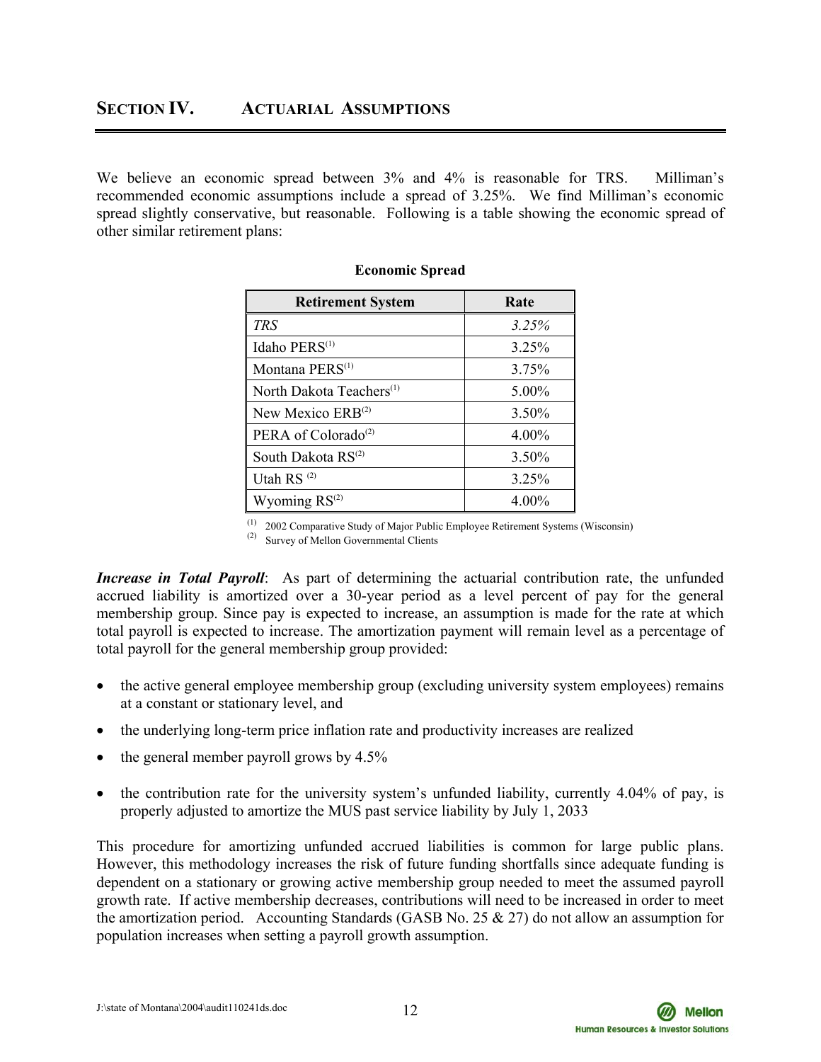## SECTION IV. ACTUARIAL ASSUMPTIONS

We believe an economic spread between 3% and 4% is reasonable for TRS. Milliman's recommended economic assumptions include a spread of 3.25%. We find Milliman's economic spread slightly conservative, but reasonable. Following is a table showing the economic spread of other similar retirement plans:

**Economic Spread**

| Retirement System | Rate |
|---|---|
| *TRS* | *3.25%* |
| Idaho PERS[1] | 3.25% |
| Montana PERS[1] | 3.75% |
| North Dakota Teachers[1] | 5.00% |
| New Mexico ERB[2] | 3.50% |
| PERA of Colorado[2] | 4.00% |
| South Dakota RS[2] | 3.50% |
| Utah RS [2] | 3.25% |
| Wyoming RS[2] | 4.00% |

[1] 2002 Comparative Study of Major Public Employee Retirement Systems (Wisconsin)
[2] Survey of Mellon Governmental Clients

***Increase in Total Payroll***: As part of determining the actuarial contribution rate, the unfunded accrued liability is amortized over a 30-year period as a level percent of pay for the general membership group. Since pay is expected to increase, an assumption is made for the rate at which total payroll is expected to increase. The amortization payment will remain level as a percentage of total payroll for the general membership group provided:

- the active general employee membership group (excluding university system employees) remains at a constant or stationary level, and
- the underlying long-term price inflation rate and productivity increases are realized
- the general member payroll grows by 4.5%
- the contribution rate for the university system's unfunded liability, currently 4.04% of pay, is properly adjusted to amortize the MUS past service liability by July 1, 2033

This procedure for amortizing unfunded accrued liabilities is common for large public plans. However, this methodology increases the risk of future funding shortfalls since adequate funding is dependent on a stationary or growing active membership group needed to meet the assumed payroll growth rate. If active membership decreases, contributions will need to be increased in order to meet the amortization period. Accounting Standards (GASB No. 25 & 27) do not allow an assumption for population increases when setting a payroll growth assumption.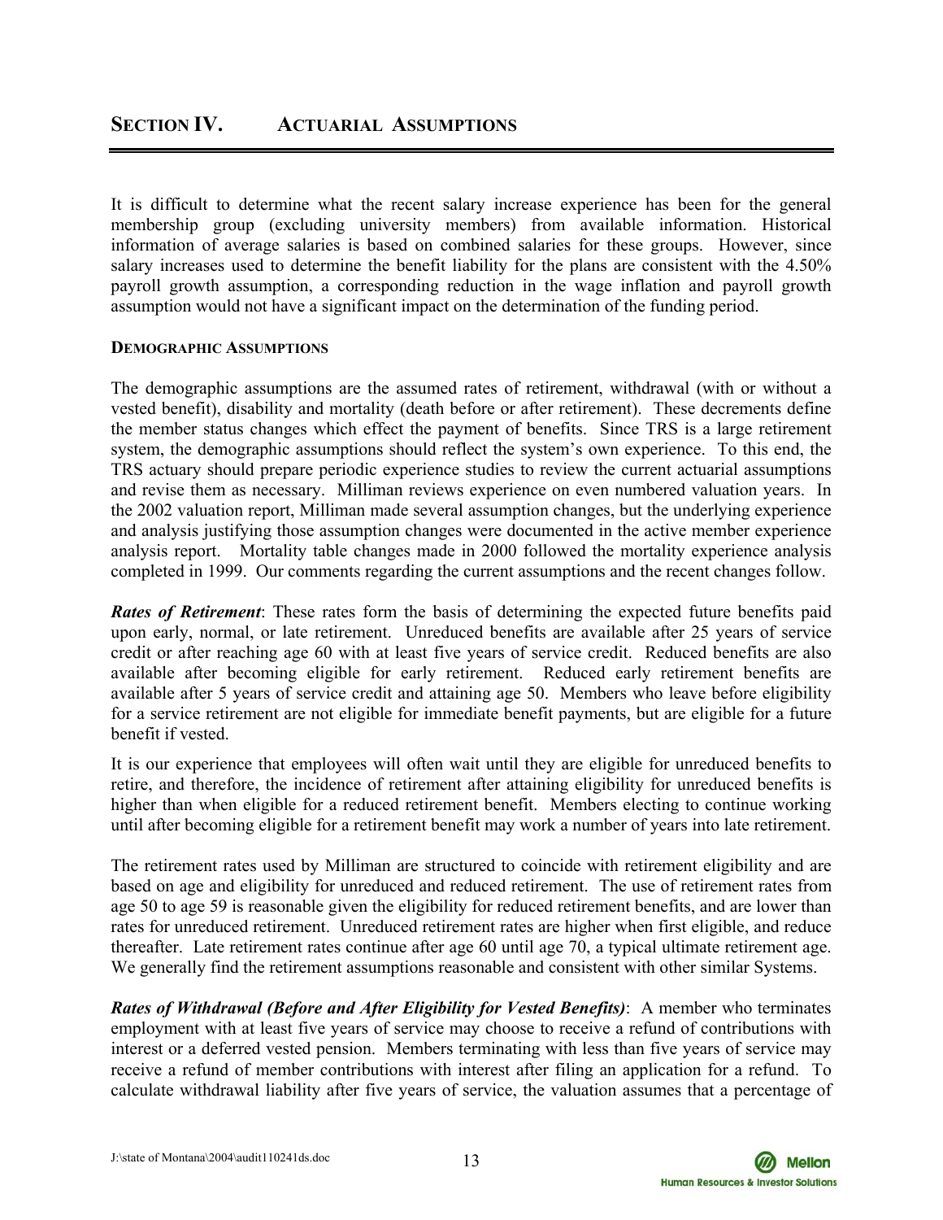## SECTION IV. ACTUARIAL ASSUMPTIONS

It is difficult to determine what the recent salary increase experience has been for the general membership group (excluding university members) from available information. Historical information of average salaries is based on combined salaries for these groups. However, since salary increases used to determine the benefit liability for the plans are consistent with the 4.50% payroll growth assumption, a corresponding reduction in the wage inflation and payroll growth assumption would not have a significant impact on the determination of the funding period.

### DEMOGRAPHIC ASSUMPTIONS

The demographic assumptions are the assumed rates of retirement, withdrawal (with or without a vested benefit), disability and mortality (death before or after retirement). These decrements define the member status changes which effect the payment of benefits. Since TRS is a large retirement system, the demographic assumptions should reflect the system's own experience. To this end, the TRS actuary should prepare periodic experience studies to review the current actuarial assumptions and revise them as necessary. Milliman reviews experience on even numbered valuation years. In the 2002 valuation report, Milliman made several assumption changes, but the underlying experience and analysis justifying those assumption changes were documented in the active member experience analysis report. Mortality table changes made in 2000 followed the mortality experience analysis completed in 1999. Our comments regarding the current assumptions and the recent changes follow.

***Rates of Retirement***: These rates form the basis of determining the expected future benefits paid upon early, normal, or late retirement. Unreduced benefits are available after 25 years of service credit or after reaching age 60 with at least five years of service credit. Reduced benefits are also available after becoming eligible for early retirement. Reduced early retirement benefits are available after 5 years of service credit and attaining age 50. Members who leave before eligibility for a service retirement are not eligible for immediate benefit payments, but are eligible for a future benefit if vested.

It is our experience that employees will often wait until they are eligible for unreduced benefits to retire, and therefore, the incidence of retirement after attaining eligibility for unreduced benefits is higher than when eligible for a reduced retirement benefit. Members electing to continue working until after becoming eligible for a retirement benefit may work a number of years into late retirement.

The retirement rates used by Milliman are structured to coincide with retirement eligibility and are based on age and eligibility for unreduced and reduced retirement. The use of retirement rates from age 50 to age 59 is reasonable given the eligibility for reduced retirement benefits, and are lower than rates for unreduced retirement. Unreduced retirement rates are higher when first eligible, and reduce thereafter. Late retirement rates continue after age 60 until age 70, a typical ultimate retirement age. We generally find the retirement assumptions reasonable and consistent with other similar Systems.

***Rates of Withdrawal (Before and After Eligibility for Vested Benefits)***: A member who terminates employment with at least five years of service may choose to receive a refund of contributions with interest or a deferred vested pension. Members terminating with less than five years of service may receive a refund of member contributions with interest after filing an application for a refund. To calculate withdrawal liability after five years of service, the valuation assumes that a percentage of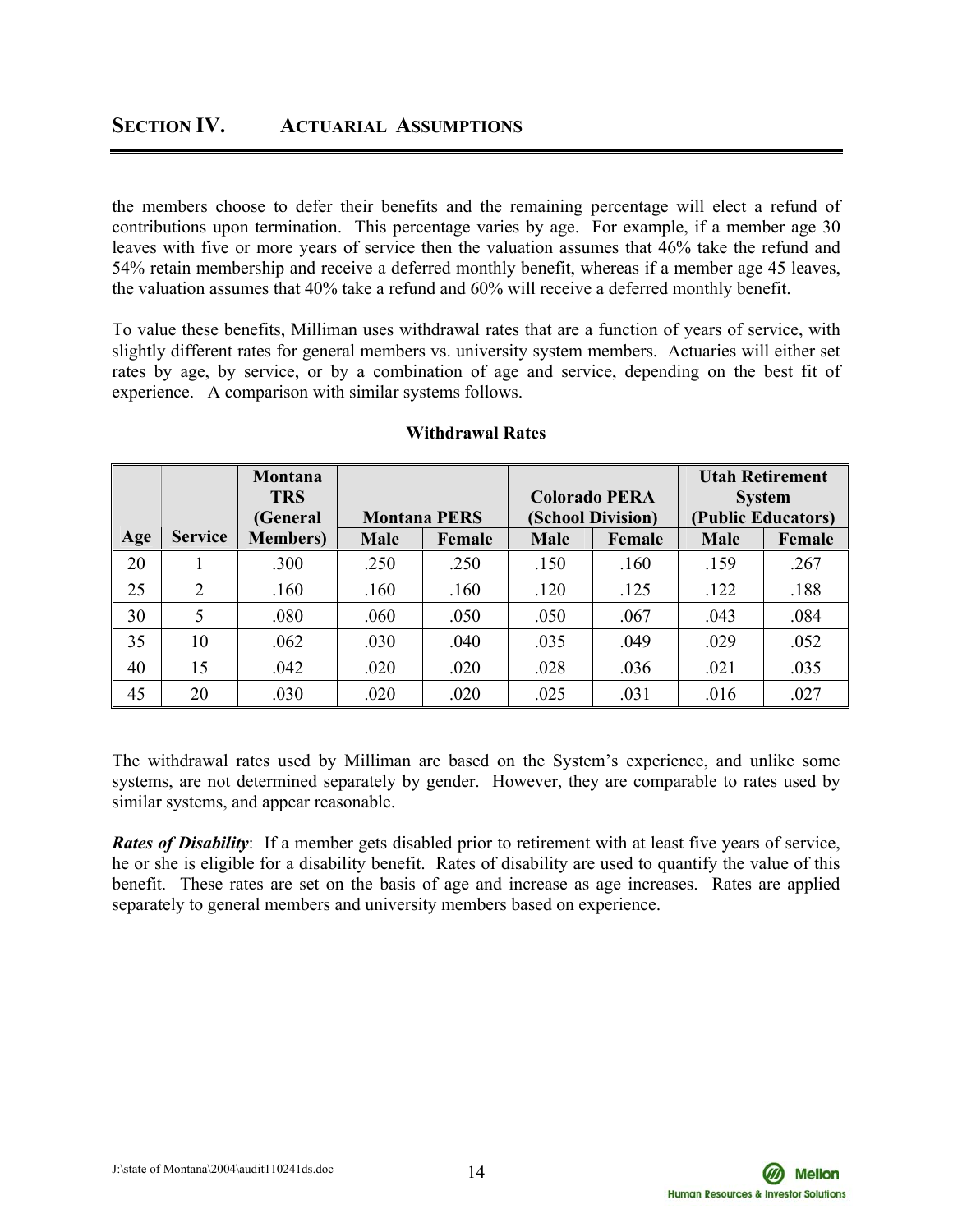the members choose to defer their benefits and the remaining percentage will elect a refund of contributions upon termination. This percentage varies by age. For example, if a member age 30 leaves with five or more years of service then the valuation assumes that 46% take the refund and 54% retain membership and receive a deferred monthly benefit, whereas if a member age 45 leaves, the valuation assumes that 40% take a refund and 60% will receive a deferred monthly benefit.

To value these benefits, Milliman uses withdrawal rates that are a function of years of service, with slightly different rates for general members vs. university system members. Actuaries will either set rates by age, by service, or by a combination of age and service, depending on the best fit of experience. A comparison with similar systems follows.

**Withdrawal Rates**

| Age | Service | Montana TRS (General Members) | Montana PERS | | Colorado PERA (School Division) | | Utah Retirement System (Public Educators) | |
|---|---|---|---|---|---|---|---|---|
| | | | Male | Female | Male | Female | Male | Female |
| 20 | 1 | .300 | .250 | .250 | .150 | .160 | .159 | .267 |
| 25 | 2 | .160 | .160 | .160 | .120 | .125 | .122 | .188 |
| 30 | 5 | .080 | .060 | .050 | .050 | .067 | .043 | .084 |
| 35 | 10 | .062 | .030 | .040 | .035 | .049 | .029 | .052 |
| 40 | 15 | .042 | .020 | .020 | .028 | .036 | .021 | .035 |
| 45 | 20 | .030 | .020 | .020 | .025 | .031 | .016 | .027 |

The withdrawal rates used by Milliman are based on the System's experience, and unlike some systems, are not determined separately by gender. However, they are comparable to rates used by similar systems, and appear reasonable.

***Rates of Disability***: If a member gets disabled prior to retirement with at least five years of service, he or she is eligible for a disability benefit. Rates of disability are used to quantify the value of this benefit. These rates are set on the basis of age and increase as age increases. Rates are applied separately to general members and university members based on experience.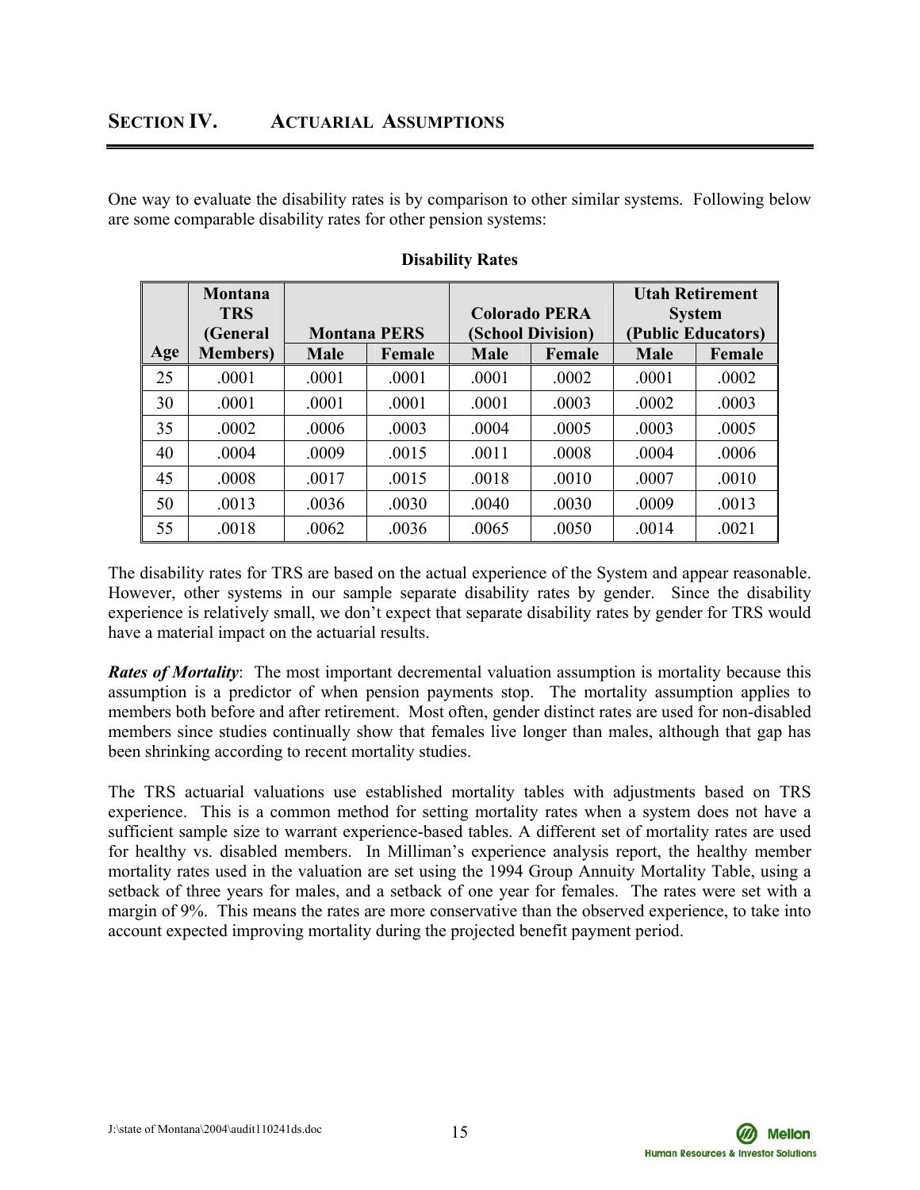## SECTION IV. ACTUARIAL ASSUMPTIONS

One way to evaluate the disability rates is by comparison to other similar systems. Following below are some comparable disability rates for other pension systems:

**Disability Rates**

| Age | Montana TRS (General Members) | Montana PERS | | Colorado PERA (School Division) | | Utah Retirement System (Public Educators) | |
|---|---|---|---|---|---|---|---|
| | | Male | Female | Male | Female | Male | Female |
| 25 | .0001 | .0001 | .0001 | .0001 | .0002 | .0001 | .0002 |
| 30 | .0001 | .0001 | .0001 | .0001 | .0003 | .0002 | .0003 |
| 35 | .0002 | .0006 | .0003 | .0004 | .0005 | .0003 | .0005 |
| 40 | .0004 | .0009 | .0015 | .0011 | .0008 | .0004 | .0006 |
| 45 | .0008 | .0017 | .0015 | .0018 | .0010 | .0007 | .0010 |
| 50 | .0013 | .0036 | .0030 | .0040 | .0030 | .0009 | .0013 |
| 55 | .0018 | .0062 | .0036 | .0065 | .0050 | .0014 | .0021 |

The disability rates for TRS are based on the actual experience of the System and appear reasonable. However, other systems in our sample separate disability rates by gender. Since the disability experience is relatively small, we don't expect that separate disability rates by gender for TRS would have a material impact on the actuarial results.

***Rates of Mortality***: The most important decremental valuation assumption is mortality because this assumption is a predictor of when pension payments stop. The mortality assumption applies to members both before and after retirement. Most often, gender distinct rates are used for non-disabled members since studies continually show that females live longer than males, although that gap has been shrinking according to recent mortality studies.

The TRS actuarial valuations use established mortality tables with adjustments based on TRS experience. This is a common method for setting mortality rates when a system does not have a sufficient sample size to warrant experience-based tables. A different set of mortality rates are used for healthy vs. disabled members. In Milliman's experience analysis report, the healthy member mortality rates used in the valuation are set using the 1994 Group Annuity Mortality Table, using a setback of three years for males, and a setback of one year for females. The rates were set with a margin of 9%. This means the rates are more conservative than the observed experience, to take into account expected improving mortality during the projected benefit payment period.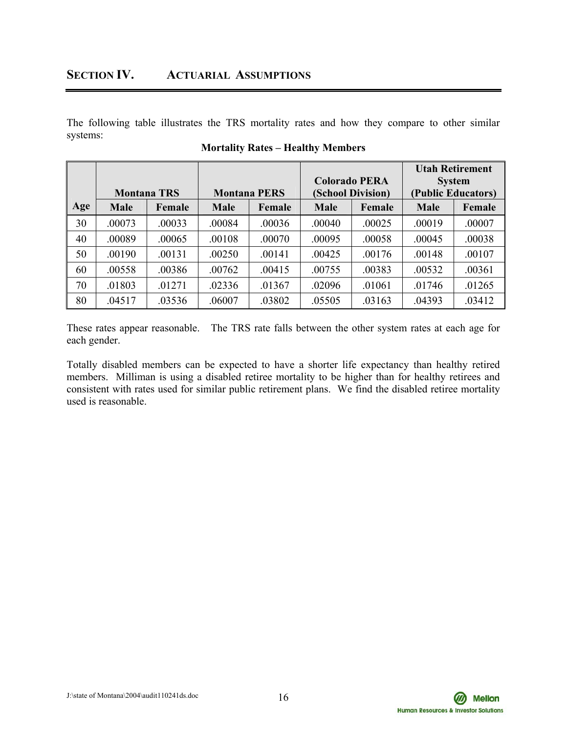## SECTION IV. ACTUARIAL ASSUMPTIONS

The following table illustrates the TRS mortality rates and how they compare to other similar systems:

**Mortality Rates – Healthy Members**

| Age | Montana TRS | | Montana PERS | | Colorado PERA (School Division) | | Utah Retirement System (Public Educators) | |
|---|---|---|---|---|---|---|---|---|
| | Male | Female | Male | Female | Male | Female | Male | Female |
| 30 | .00073 | .00033 | .00084 | .00036 | .00040 | .00025 | .00019 | .00007 |
| 40 | .00089 | .00065 | .00108 | .00070 | .00095 | .00058 | .00045 | .00038 |
| 50 | .00190 | .00131 | .00250 | .00141 | .00425 | .00176 | .00148 | .00107 |
| 60 | .00558 | .00386 | .00762 | .00415 | .00755 | .00383 | .00532 | .00361 |
| 70 | .01803 | .01271 | .02336 | .01367 | .02096 | .01061 | .01746 | .01265 |
| 80 | .04517 | .03536 | .06007 | .03802 | .05505 | .03163 | .04393 | .03412 |

These rates appear reasonable. The TRS rate falls between the other system rates at each age for each gender.

Totally disabled members can be expected to have a shorter life expectancy than healthy retired members. Milliman is using a disabled retiree mortality to be higher than for healthy retirees and consistent with rates used for similar public retirement plans. We find the disabled retiree mortality used is reasonable.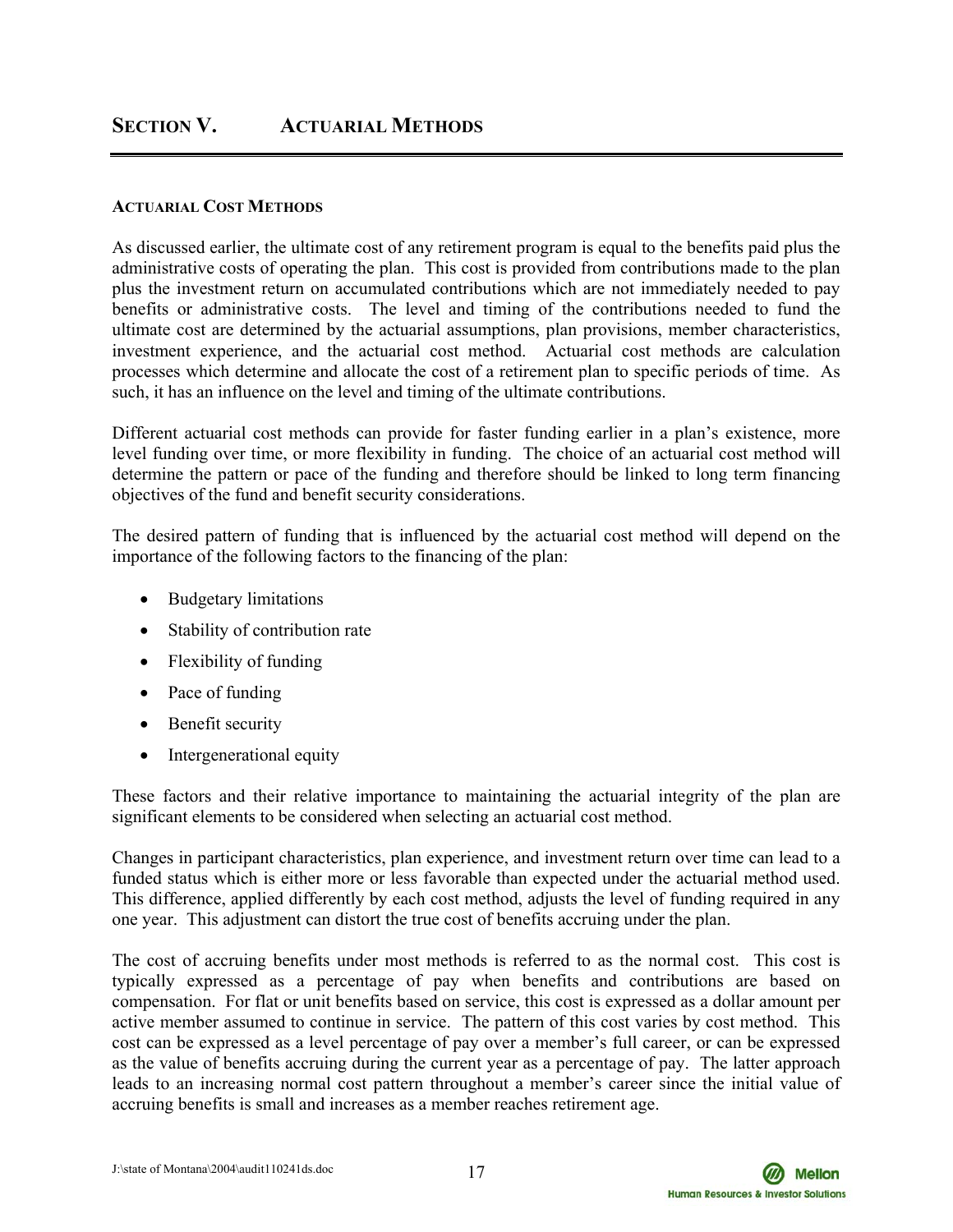# SECTION V. ACTUARIAL METHODS

## ACTUARIAL COST METHODS

As discussed earlier, the ultimate cost of any retirement program is equal to the benefits paid plus the administrative costs of operating the plan. This cost is provided from contributions made to the plan plus the investment return on accumulated contributions which are not immediately needed to pay benefits or administrative costs. The level and timing of the contributions needed to fund the ultimate cost are determined by the actuarial assumptions, plan provisions, member characteristics, investment experience, and the actuarial cost method. Actuarial cost methods are calculation processes which determine and allocate the cost of a retirement plan to specific periods of time. As such, it has an influence on the level and timing of the ultimate contributions.

Different actuarial cost methods can provide for faster funding earlier in a plan's existence, more level funding over time, or more flexibility in funding. The choice of an actuarial cost method will determine the pattern or pace of the funding and therefore should be linked to long term financing objectives of the fund and benefit security considerations.

The desired pattern of funding that is influenced by the actuarial cost method will depend on the importance of the following factors to the financing of the plan:

- Budgetary limitations
- Stability of contribution rate
- Flexibility of funding
- Pace of funding
- Benefit security
- Intergenerational equity

These factors and their relative importance to maintaining the actuarial integrity of the plan are significant elements to be considered when selecting an actuarial cost method.

Changes in participant characteristics, plan experience, and investment return over time can lead to a funded status which is either more or less favorable than expected under the actuarial method used. This difference, applied differently by each cost method, adjusts the level of funding required in any one year. This adjustment can distort the true cost of benefits accruing under the plan.

The cost of accruing benefits under most methods is referred to as the normal cost. This cost is typically expressed as a percentage of pay when benefits and contributions are based on compensation. For flat or unit benefits based on service, this cost is expressed as a dollar amount per active member assumed to continue in service. The pattern of this cost varies by cost method. This cost can be expressed as a level percentage of pay over a member's full career, or can be expressed as the value of benefits accruing during the current year as a percentage of pay. The latter approach leads to an increasing normal cost pattern throughout a member's career since the initial value of accruing benefits is small and increases as a member reaches retirement age.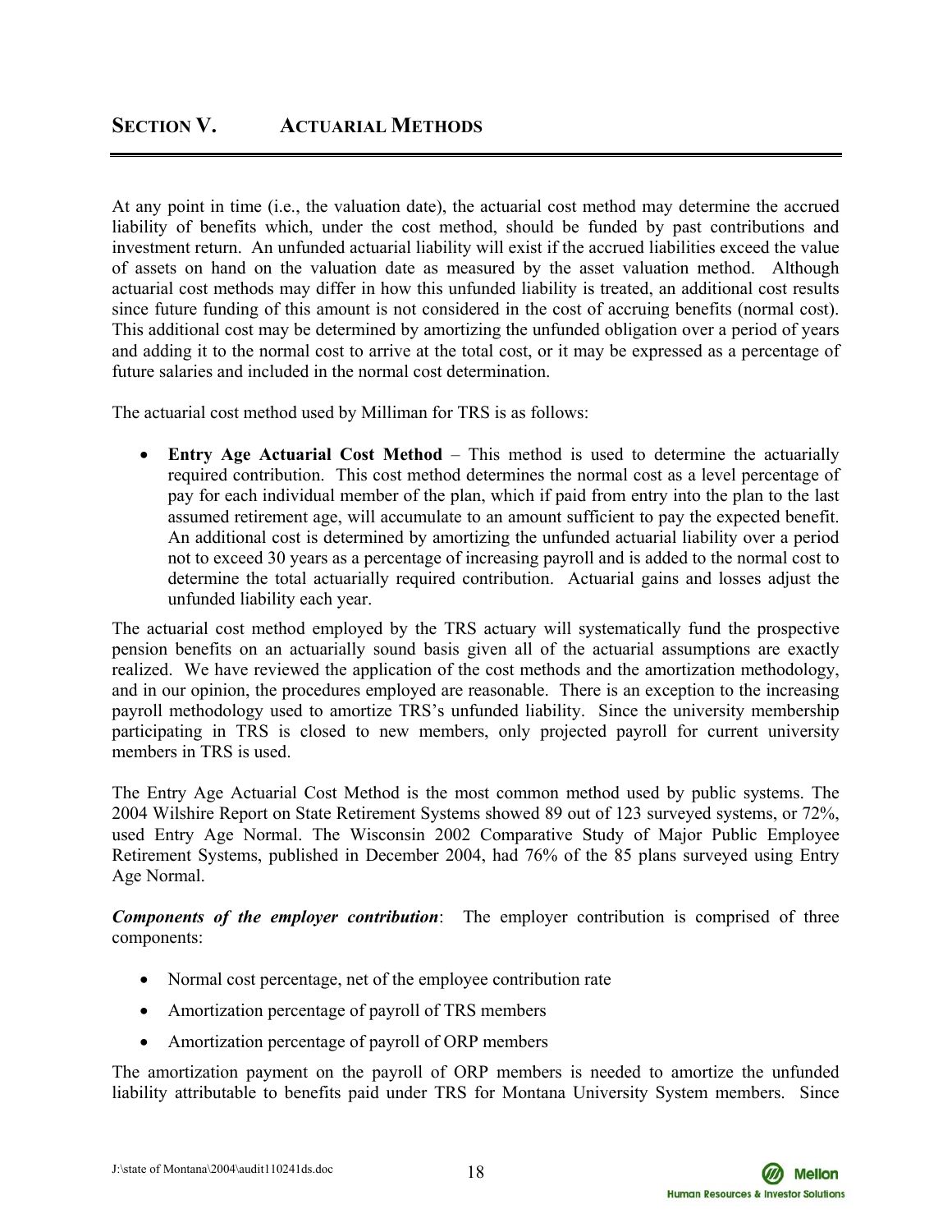## SECTION V. ACTUARIAL METHODS

At any point in time (i.e., the valuation date), the actuarial cost method may determine the accrued liability of benefits which, under the cost method, should be funded by past contributions and investment return. An unfunded actuarial liability will exist if the accrued liabilities exceed the value of assets on hand on the valuation date as measured by the asset valuation method. Although actuarial cost methods may differ in how this unfunded liability is treated, an additional cost results since future funding of this amount is not considered in the cost of accruing benefits (normal cost). This additional cost may be determined by amortizing the unfunded obligation over a period of years and adding it to the normal cost to arrive at the total cost, or it may be expressed as a percentage of future salaries and included in the normal cost determination.

The actuarial cost method used by Milliman for TRS is as follows:

- **Entry Age Actuarial Cost Method** – This method is used to determine the actuarially required contribution. This cost method determines the normal cost as a level percentage of pay for each individual member of the plan, which if paid from entry into the plan to the last assumed retirement age, will accumulate to an amount sufficient to pay the expected benefit. An additional cost is determined by amortizing the unfunded actuarial liability over a period not to exceed 30 years as a percentage of increasing payroll and is added to the normal cost to determine the total actuarially required contribution. Actuarial gains and losses adjust the unfunded liability each year.

The actuarial cost method employed by the TRS actuary will systematically fund the prospective pension benefits on an actuarially sound basis given all of the actuarial assumptions are exactly realized. We have reviewed the application of the cost methods and the amortization methodology, and in our opinion, the procedures employed are reasonable. There is an exception to the increasing payroll methodology used to amortize TRS's unfunded liability. Since the university membership participating in TRS is closed to new members, only projected payroll for current university members in TRS is used.

The Entry Age Actuarial Cost Method is the most common method used by public systems. The 2004 Wilshire Report on State Retirement Systems showed 89 out of 123 surveyed systems, or 72%, used Entry Age Normal. The Wisconsin 2002 Comparative Study of Major Public Employee Retirement Systems, published in December 2004, had 76% of the 85 plans surveyed using Entry Age Normal.

***Components of the employer contribution***: The employer contribution is comprised of three components:

- Normal cost percentage, net of the employee contribution rate
- Amortization percentage of payroll of TRS members
- Amortization percentage of payroll of ORP members

The amortization payment on the payroll of ORP members is needed to amortize the unfunded liability attributable to benefits paid under TRS for Montana University System members. Since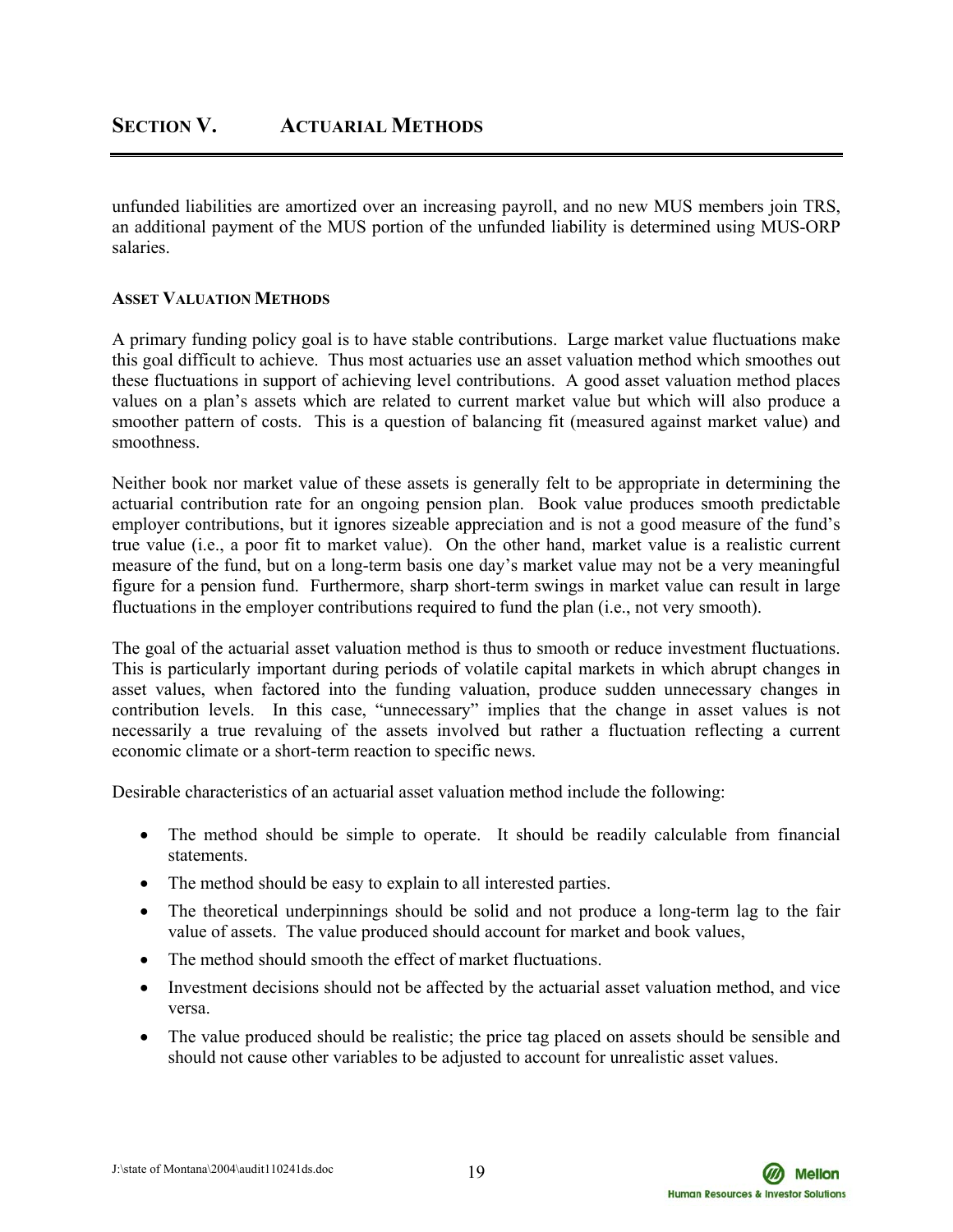## SECTION V. ACTUARIAL METHODS

unfunded liabilities are amortized over an increasing payroll, and no new MUS members join TRS, an additional payment of the MUS portion of the unfunded liability is determined using MUS-ORP salaries.

### ASSET VALUATION METHODS

A primary funding policy goal is to have stable contributions. Large market value fluctuations make this goal difficult to achieve. Thus most actuaries use an asset valuation method which smoothes out these fluctuations in support of achieving level contributions. A good asset valuation method places values on a plan's assets which are related to current market value but which will also produce a smoother pattern of costs. This is a question of balancing fit (measured against market value) and smoothness.

Neither book nor market value of these assets is generally felt to be appropriate in determining the actuarial contribution rate for an ongoing pension plan. Book value produces smooth predictable employer contributions, but it ignores sizeable appreciation and is not a good measure of the fund's true value (i.e., a poor fit to market value). On the other hand, market value is a realistic current measure of the fund, but on a long-term basis one day's market value may not be a very meaningful figure for a pension fund. Furthermore, sharp short-term swings in market value can result in large fluctuations in the employer contributions required to fund the plan (i.e., not very smooth).

The goal of the actuarial asset valuation method is thus to smooth or reduce investment fluctuations. This is particularly important during periods of volatile capital markets in which abrupt changes in asset values, when factored into the funding valuation, produce sudden unnecessary changes in contribution levels. In this case, "unnecessary" implies that the change in asset values is not necessarily a true revaluing of the assets involved but rather a fluctuation reflecting a current economic climate or a short-term reaction to specific news.

Desirable characteristics of an actuarial asset valuation method include the following:

- The method should be simple to operate. It should be readily calculable from financial statements.
- The method should be easy to explain to all interested parties.
- The theoretical underpinnings should be solid and not produce a long-term lag to the fair value of assets. The value produced should account for market and book values,
- The method should smooth the effect of market fluctuations.
- Investment decisions should not be affected by the actuarial asset valuation method, and vice versa.
- The value produced should be realistic; the price tag placed on assets should be sensible and should not cause other variables to be adjusted to account for unrealistic asset values.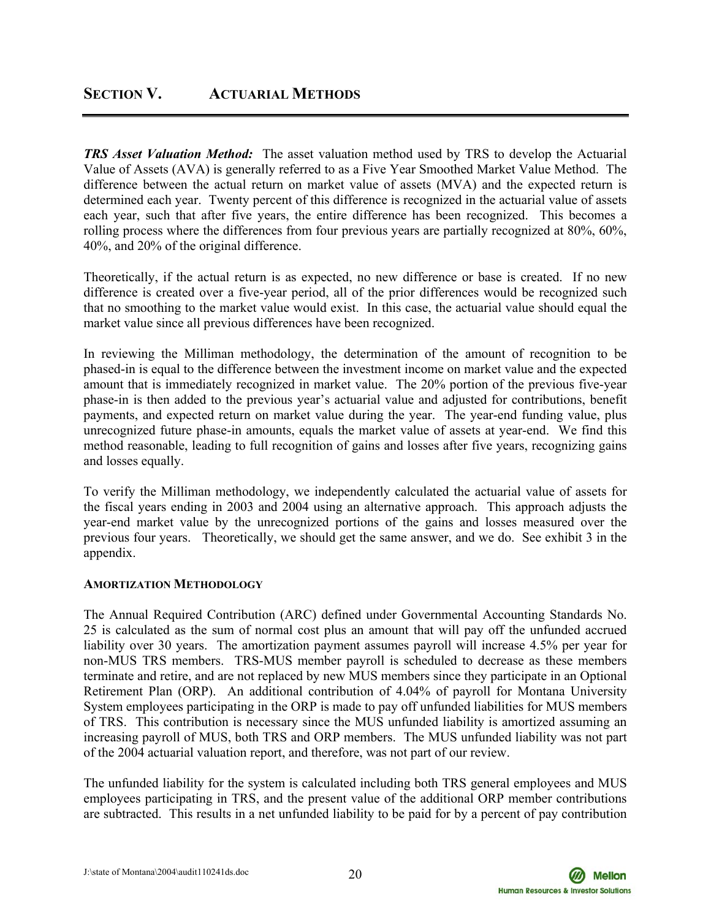## SECTION V. ACTUARIAL METHODS

***TRS Asset Valuation Method:*** The asset valuation method used by TRS to develop the Actuarial Value of Assets (AVA) is generally referred to as a Five Year Smoothed Market Value Method. The difference between the actual return on market value of assets (MVA) and the expected return is determined each year. Twenty percent of this difference is recognized in the actuarial value of assets each year, such that after five years, the entire difference has been recognized. This becomes a rolling process where the differences from four previous years are partially recognized at 80%, 60%, 40%, and 20% of the original difference.

Theoretically, if the actual return is as expected, no new difference or base is created. If no new difference is created over a five-year period, all of the prior differences would be recognized such that no smoothing to the market value would exist. In this case, the actuarial value should equal the market value since all previous differences have been recognized.

In reviewing the Milliman methodology, the determination of the amount of recognition to be phased-in is equal to the difference between the investment income on market value and the expected amount that is immediately recognized in market value. The 20% portion of the previous five-year phase-in is then added to the previous year's actuarial value and adjusted for contributions, benefit payments, and expected return on market value during the year. The year-end funding value, plus unrecognized future phase-in amounts, equals the market value of assets at year-end. We find this method reasonable, leading to full recognition of gains and losses after five years, recognizing gains and losses equally.

To verify the Milliman methodology, we independently calculated the actuarial value of assets for the fiscal years ending in 2003 and 2004 using an alternative approach. This approach adjusts the year-end market value by the unrecognized portions of the gains and losses measured over the previous four years. Theoretically, we should get the same answer, and we do. See exhibit 3 in the appendix.

### AMORTIZATION METHODOLOGY

The Annual Required Contribution (ARC) defined under Governmental Accounting Standards No. 25 is calculated as the sum of normal cost plus an amount that will pay off the unfunded accrued liability over 30 years. The amortization payment assumes payroll will increase 4.5% per year for non-MUS TRS members. TRS-MUS member payroll is scheduled to decrease as these members terminate and retire, and are not replaced by new MUS members since they participate in an Optional Retirement Plan (ORP). An additional contribution of 4.04% of payroll for Montana University System employees participating in the ORP is made to pay off unfunded liabilities for MUS members of TRS. This contribution is necessary since the MUS unfunded liability is amortized assuming an increasing payroll of MUS, both TRS and ORP members. The MUS unfunded liability was not part of the 2004 actuarial valuation report, and therefore, was not part of our review.

The unfunded liability for the system is calculated including both TRS general employees and MUS employees participating in TRS, and the present value of the additional ORP member contributions are subtracted. This results in a net unfunded liability to be paid for by a percent of pay contribution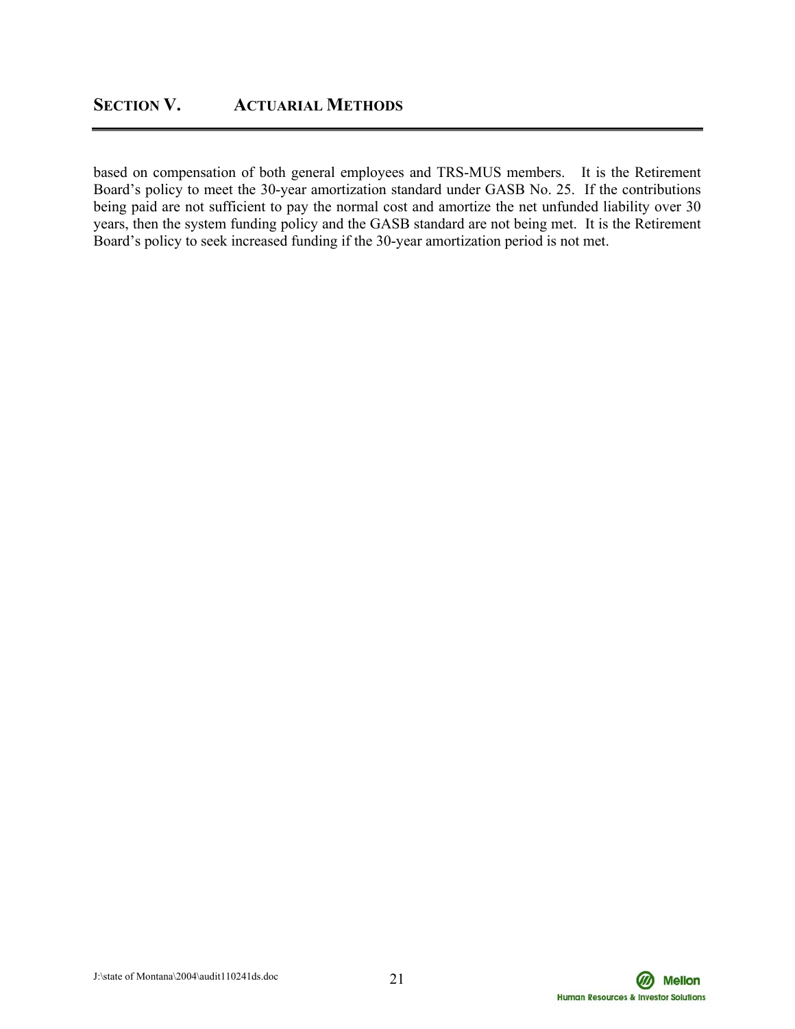based on compensation of both general employees and TRS-MUS members. It is the Retirement Board's policy to meet the 30-year amortization standard under GASB No. 25. If the contributions being paid are not sufficient to pay the normal cost and amortize the net unfunded liability over 30 years, then the system funding policy and the GASB standard are not being met. It is the Retirement Board's policy to seek increased funding if the 30-year amortization period is not met.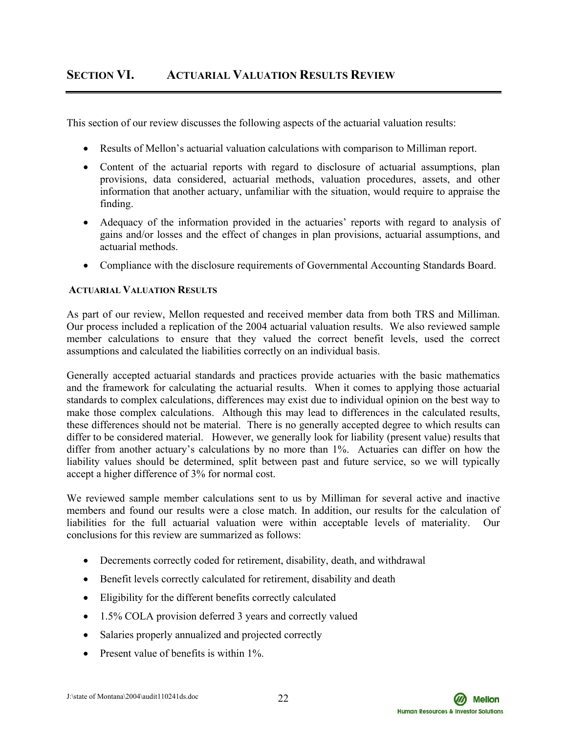## SECTION VI. ACTUARIAL VALUATION RESULTS REVIEW

This section of our review discusses the following aspects of the actuarial valuation results:

- Results of Mellon's actuarial valuation calculations with comparison to Milliman report.
- Content of the actuarial reports with regard to disclosure of actuarial assumptions, plan provisions, data considered, actuarial methods, valuation procedures, assets, and other information that another actuary, unfamiliar with the situation, would require to appraise the finding.
- Adequacy of the information provided in the actuaries' reports with regard to analysis of gains and/or losses and the effect of changes in plan provisions, actuarial assumptions, and actuarial methods.
- Compliance with the disclosure requirements of Governmental Accounting Standards Board.

### ACTUARIAL VALUATION RESULTS

As part of our review, Mellon requested and received member data from both TRS and Milliman. Our process included a replication of the 2004 actuarial valuation results. We also reviewed sample member calculations to ensure that they valued the correct benefit levels, used the correct assumptions and calculated the liabilities correctly on an individual basis.

Generally accepted actuarial standards and practices provide actuaries with the basic mathematics and the framework for calculating the actuarial results. When it comes to applying those actuarial standards to complex calculations, differences may exist due to individual opinion on the best way to make those complex calculations. Although this may lead to differences in the calculated results, these differences should not be material. There is no generally accepted degree to which results can differ to be considered material. However, we generally look for liability (present value) results that differ from another actuary's calculations by no more than 1%. Actuaries can differ on how the liability values should be determined, split between past and future service, so we will typically accept a higher difference of 3% for normal cost.

We reviewed sample member calculations sent to us by Milliman for several active and inactive members and found our results were a close match. In addition, our results for the calculation of liabilities for the full actuarial valuation were within acceptable levels of materiality. Our conclusions for this review are summarized as follows:

- Decrements correctly coded for retirement, disability, death, and withdrawal
- Benefit levels correctly calculated for retirement, disability and death
- Eligibility for the different benefits correctly calculated
- 1.5% COLA provision deferred 3 years and correctly valued
- Salaries properly annualized and projected correctly
- Present value of benefits is within 1%.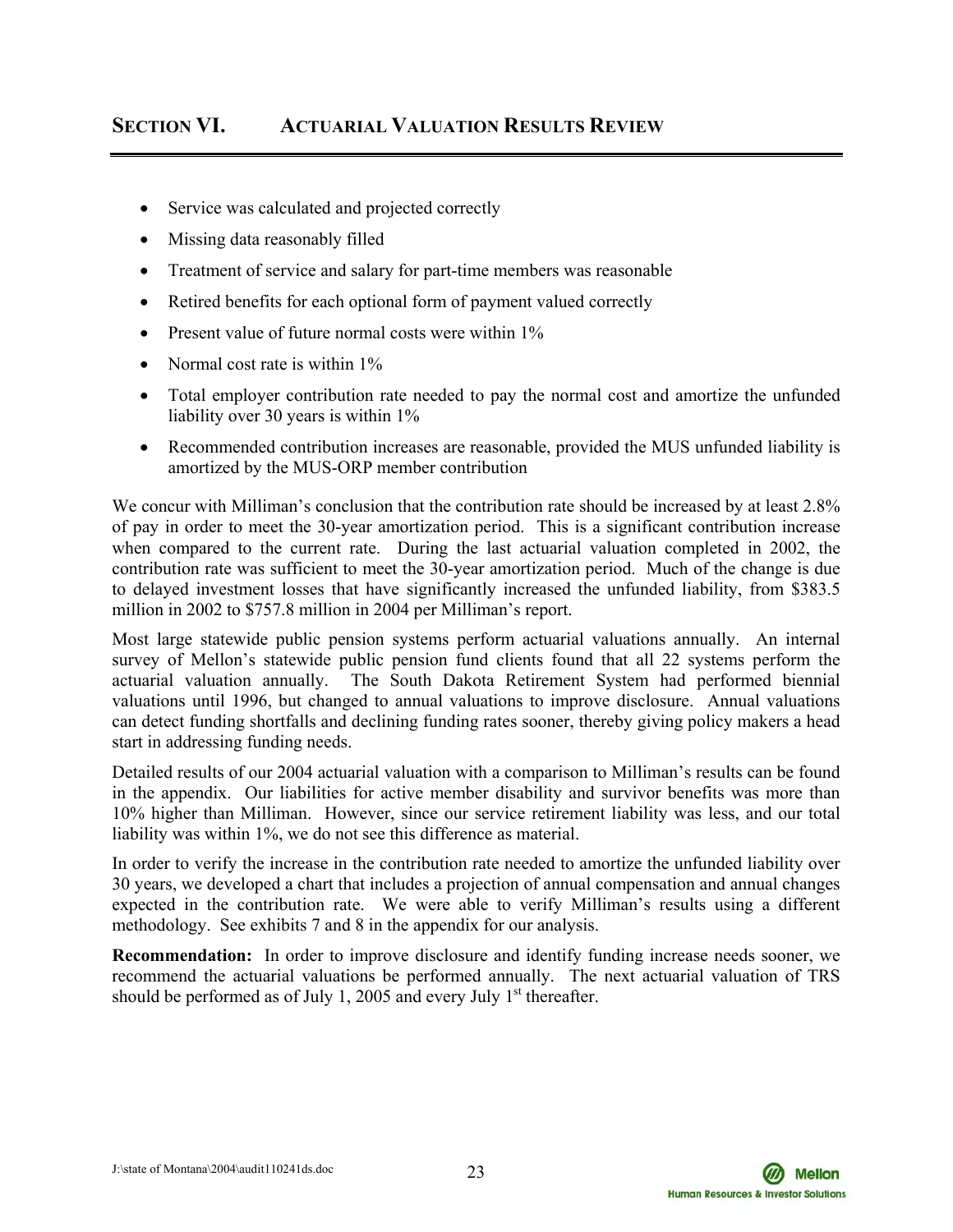## SECTION VI. ACTUARIAL VALUATION RESULTS REVIEW

- Service was calculated and projected correctly
- Missing data reasonably filled
- Treatment of service and salary for part-time members was reasonable
- Retired benefits for each optional form of payment valued correctly
- Present value of future normal costs were within 1%
- Normal cost rate is within 1%
- Total employer contribution rate needed to pay the normal cost and amortize the unfunded liability over 30 years is within 1%
- Recommended contribution increases are reasonable, provided the MUS unfunded liability is amortized by the MUS-ORP member contribution

We concur with Milliman's conclusion that the contribution rate should be increased by at least 2.8% of pay in order to meet the 30-year amortization period. This is a significant contribution increase when compared to the current rate. During the last actuarial valuation completed in 2002, the contribution rate was sufficient to meet the 30-year amortization period. Much of the change is due to delayed investment losses that have significantly increased the unfunded liability, from $383.5 million in 2002 to $757.8 million in 2004 per Milliman's report.

Most large statewide public pension systems perform actuarial valuations annually. An internal survey of Mellon's statewide public pension fund clients found that all 22 systems perform the actuarial valuation annually. The South Dakota Retirement System had performed biennial valuations until 1996, but changed to annual valuations to improve disclosure. Annual valuations can detect funding shortfalls and declining funding rates sooner, thereby giving policy makers a head start in addressing funding needs.

Detailed results of our 2004 actuarial valuation with a comparison to Milliman's results can be found in the appendix. Our liabilities for active member disability and survivor benefits was more than 10% higher than Milliman. However, since our service retirement liability was less, and our total liability was within 1%, we do not see this difference as material.

In order to verify the increase in the contribution rate needed to amortize the unfunded liability over 30 years, we developed a chart that includes a projection of annual compensation and annual changes expected in the contribution rate. We were able to verify Milliman's results using a different methodology. See exhibits 7 and 8 in the appendix for our analysis.

**Recommendation:** In order to improve disclosure and identify funding increase needs sooner, we recommend the actuarial valuations be performed annually. The next actuarial valuation of TRS should be performed as of July 1, 2005 and every July 1st thereafter.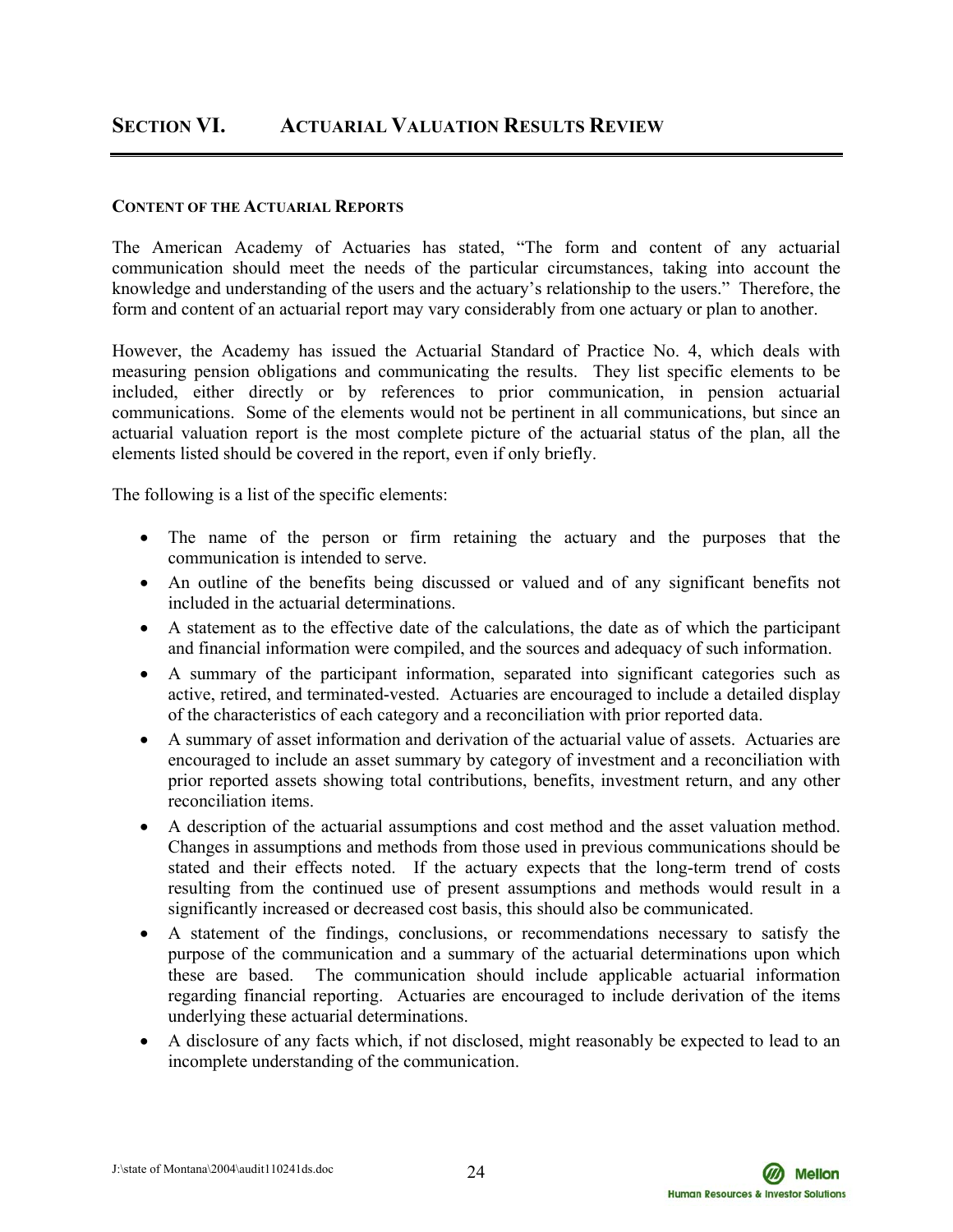## SECTION VI. ACTUARIAL VALUATION RESULTS REVIEW

### CONTENT OF THE ACTUARIAL REPORTS

The American Academy of Actuaries has stated, "The form and content of any actuarial communication should meet the needs of the particular circumstances, taking into account the knowledge and understanding of the users and the actuary's relationship to the users." Therefore, the form and content of an actuarial report may vary considerably from one actuary or plan to another.

However, the Academy has issued the Actuarial Standard of Practice No. 4, which deals with measuring pension obligations and communicating the results. They list specific elements to be included, either directly or by references to prior communication, in pension actuarial communications. Some of the elements would not be pertinent in all communications, but since an actuarial valuation report is the most complete picture of the actuarial status of the plan, all the elements listed should be covered in the report, even if only briefly.

The following is a list of the specific elements:

- The name of the person or firm retaining the actuary and the purposes that the communication is intended to serve.
- An outline of the benefits being discussed or valued and of any significant benefits not included in the actuarial determinations.
- A statement as to the effective date of the calculations, the date as of which the participant and financial information were compiled, and the sources and adequacy of such information.
- A summary of the participant information, separated into significant categories such as active, retired, and terminated-vested. Actuaries are encouraged to include a detailed display of the characteristics of each category and a reconciliation with prior reported data.
- A summary of asset information and derivation of the actuarial value of assets. Actuaries are encouraged to include an asset summary by category of investment and a reconciliation with prior reported assets showing total contributions, benefits, investment return, and any other reconciliation items.
- A description of the actuarial assumptions and cost method and the asset valuation method. Changes in assumptions and methods from those used in previous communications should be stated and their effects noted. If the actuary expects that the long-term trend of costs resulting from the continued use of present assumptions and methods would result in a significantly increased or decreased cost basis, this should also be communicated.
- A statement of the findings, conclusions, or recommendations necessary to satisfy the purpose of the communication and a summary of the actuarial determinations upon which these are based. The communication should include applicable actuarial information regarding financial reporting. Actuaries are encouraged to include derivation of the items underlying these actuarial determinations.
- A disclosure of any facts which, if not disclosed, might reasonably be expected to lead to an incomplete understanding of the communication.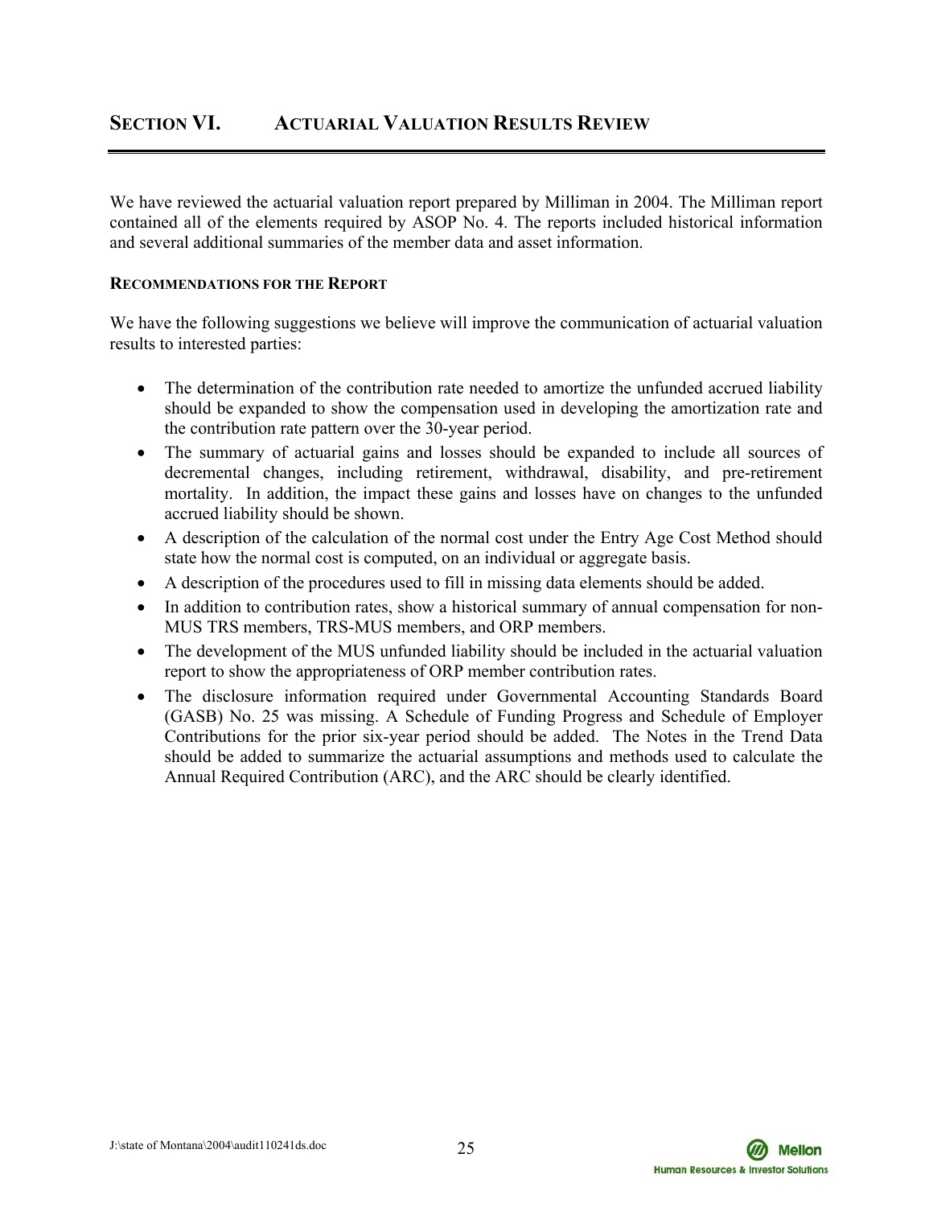## SECTION VI. ACTUARIAL VALUATION RESULTS REVIEW

We have reviewed the actuarial valuation report prepared by Milliman in 2004. The Milliman report contained all of the elements required by ASOP No. 4. The reports included historical information and several additional summaries of the member data and asset information.

### RECOMMENDATIONS FOR THE REPORT

We have the following suggestions we believe will improve the communication of actuarial valuation results to interested parties:

- The determination of the contribution rate needed to amortize the unfunded accrued liability should be expanded to show the compensation used in developing the amortization rate and the contribution rate pattern over the 30-year period.
- The summary of actuarial gains and losses should be expanded to include all sources of decremental changes, including retirement, withdrawal, disability, and pre-retirement mortality. In addition, the impact these gains and losses have on changes to the unfunded accrued liability should be shown.
- A description of the calculation of the normal cost under the Entry Age Cost Method should state how the normal cost is computed, on an individual or aggregate basis.
- A description of the procedures used to fill in missing data elements should be added.
- In addition to contribution rates, show a historical summary of annual compensation for non-MUS TRS members, TRS-MUS members, and ORP members.
- The development of the MUS unfunded liability should be included in the actuarial valuation report to show the appropriateness of ORP member contribution rates.
- The disclosure information required under Governmental Accounting Standards Board (GASB) No. 25 was missing. A Schedule of Funding Progress and Schedule of Employer Contributions for the prior six-year period should be added. The Notes in the Trend Data should be added to summarize the actuarial assumptions and methods used to calculate the Annual Required Contribution (ARC), and the ARC should be clearly identified.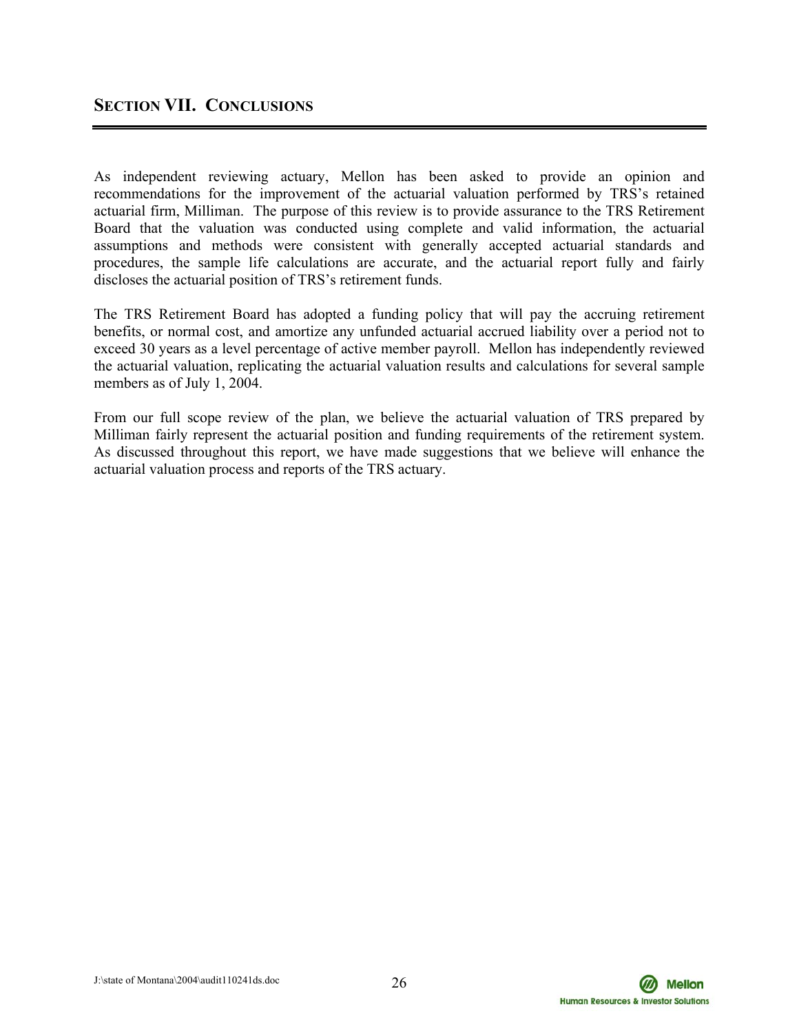## SECTION VII. CONCLUSIONS

As independent reviewing actuary, Mellon has been asked to provide an opinion and recommendations for the improvement of the actuarial valuation performed by TRS's retained actuarial firm, Milliman. The purpose of this review is to provide assurance to the TRS Retirement Board that the valuation was conducted using complete and valid information, the actuarial assumptions and methods were consistent with generally accepted actuarial standards and procedures, the sample life calculations are accurate, and the actuarial report fully and fairly discloses the actuarial position of TRS's retirement funds.

The TRS Retirement Board has adopted a funding policy that will pay the accruing retirement benefits, or normal cost, and amortize any unfunded actuarial accrued liability over a period not to exceed 30 years as a level percentage of active member payroll. Mellon has independently reviewed the actuarial valuation, replicating the actuarial valuation results and calculations for several sample members as of July 1, 2004.

From our full scope review of the plan, we believe the actuarial valuation of TRS prepared by Milliman fairly represent the actuarial position and funding requirements of the retirement system. As discussed throughout this report, we have made suggestions that we believe will enhance the actuarial valuation process and reports of the TRS actuary.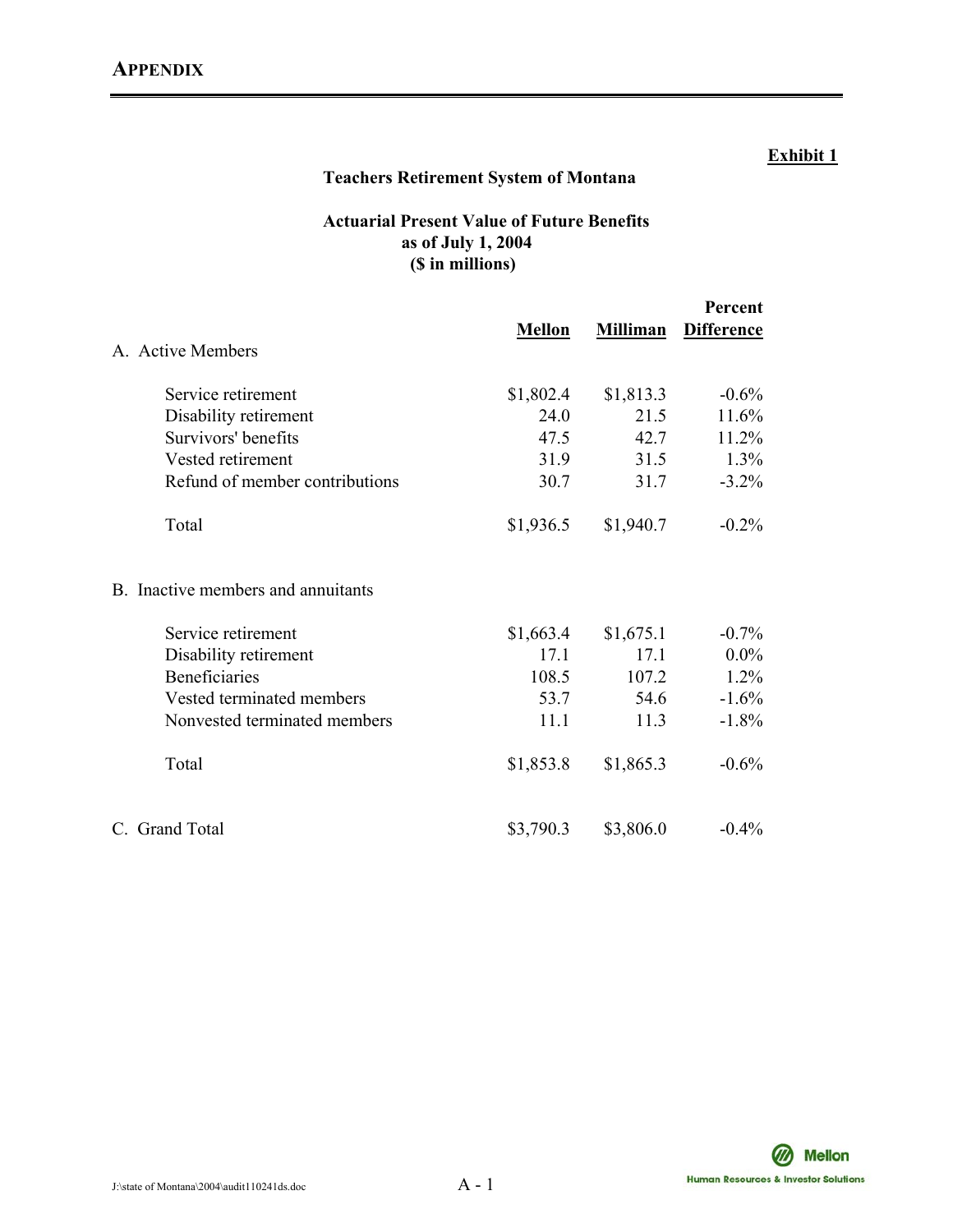# APPENDIX

**Exhibit 1**

**Teachers Retirement System of Montana**

**Actuarial Present Value of Future Benefits**
**as of July 1, 2004**
**($ in millions)**

| | Mellon | Milliman | Percent Difference |
|---|---|---|---|
| A. Active Members | | | |
| Service retirement | $1,802.4 | $1,813.3 | -0.6% |
| Disability retirement | 24.0 | 21.5 | 11.6% |
| Survivors' benefits | 47.5 | 42.7 | 11.2% |
| Vested retirement | 31.9 | 31.5 | 1.3% |
| Refund of member contributions | 30.7 | 31.7 | -3.2% |
| Total | $1,936.5 | $1,940.7 | -0.2% |
| B. Inactive members and annuitants | | | |
| Service retirement | $1,663.4 | $1,675.1 | -0.7% |
| Disability retirement | 17.1 | 17.1 | 0.0% |
| Beneficiaries | 108.5 | 107.2 | 1.2% |
| Vested terminated members | 53.7 | 54.6 | -1.6% |
| Nonvested terminated members | 11.1 | 11.3 | -1.8% |
| Total | $1,853.8 | $1,865.3 | -0.6% |
| C. Grand Total | $3,790.3 | $3,806.0 | -0.4% |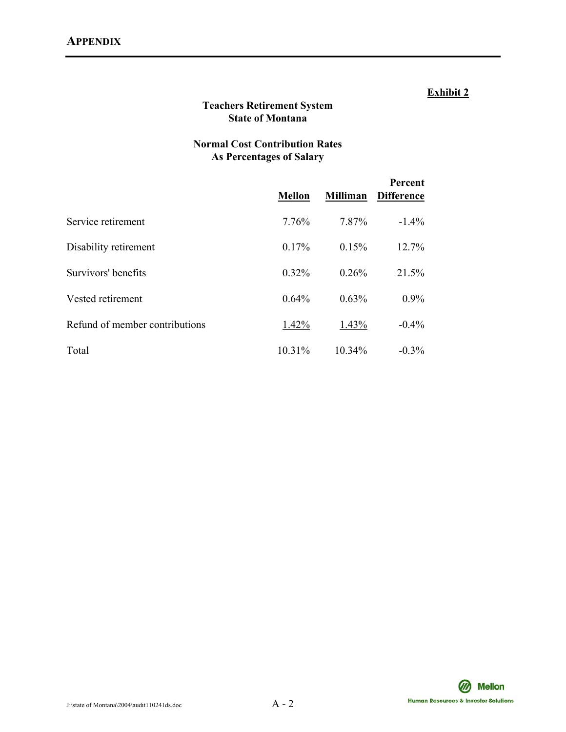**Exhibit 2**

**Teachers Retirement System**
**State of Montana**

**Normal Cost Contribution Rates**
**As Percentages of Salary**

| | Mellon | Milliman | Percent Difference |
|---|---|---|---|
| Service retirement | 7.76% | 7.87% | -1.4% |
| Disability retirement | 0.17% | 0.15% | 12.7% |
| Survivors' benefits | 0.32% | 0.26% | 21.5% |
| Vested retirement | 0.64% | 0.63% | 0.9% |
| Refund of member contributions | 1.42% | 1.43% | -0.4% |
| Total | 10.31% | 10.34% | -0.3% |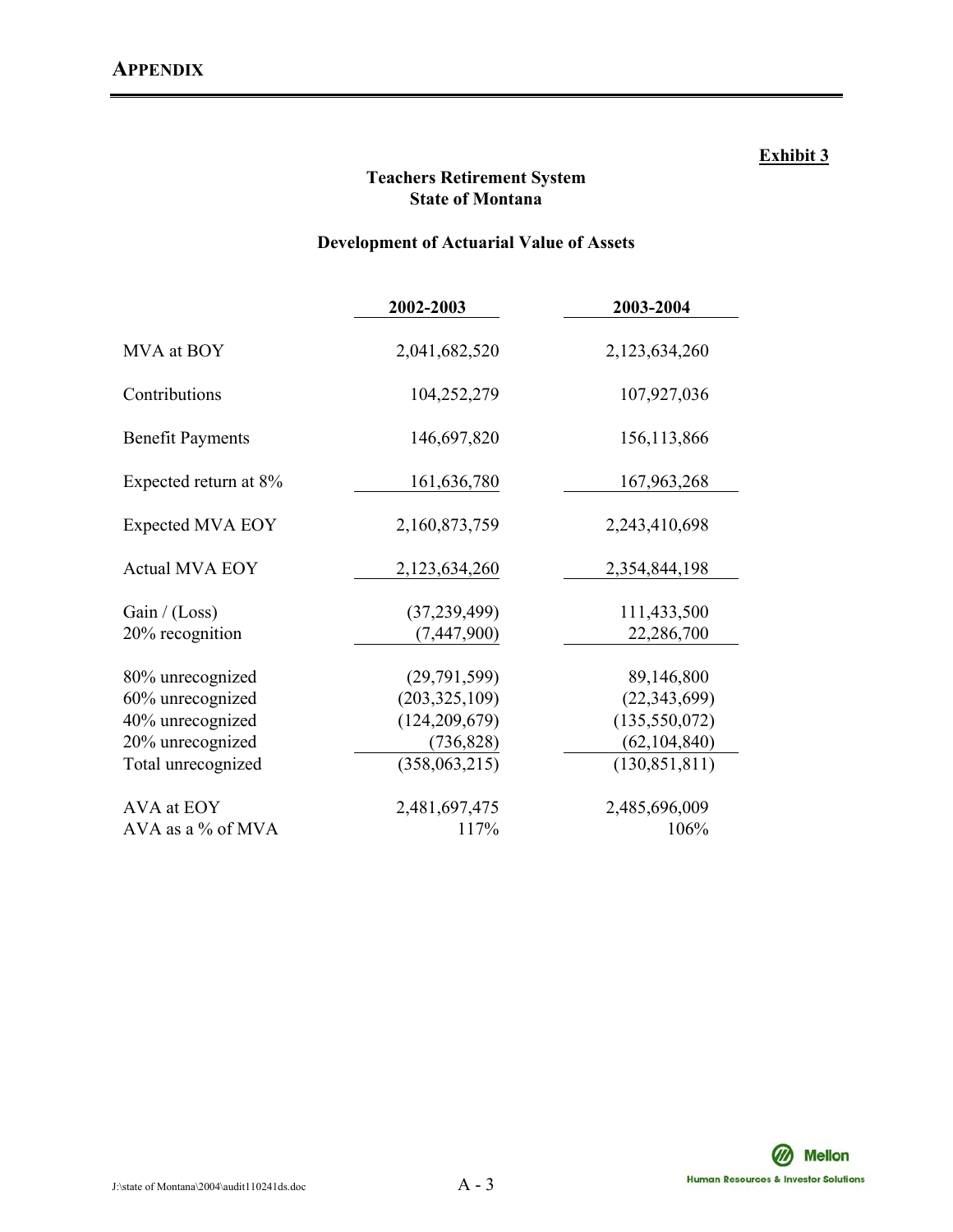## APPENDIX

**Exhibit 3**

### Teachers Retirement System
### State of Montana

### Development of Actuarial Value of Assets

| | 2002-2003 | 2003-2004 |
|---|---|---|
| MVA at BOY | 2,041,682,520 | 2,123,634,260 |
| Contributions | 104,252,279 | 107,927,036 |
| Benefit Payments | 146,697,820 | 156,113,866 |
| Expected return at 8% | 161,636,780 | 167,963,268 |
| Expected MVA EOY | 2,160,873,759 | 2,243,410,698 |
| Actual MVA EOY | 2,123,634,260 | 2,354,844,198 |
| Gain / (Loss) | (37,239,499) | 111,433,500 |
| 20% recognition | (7,447,900) | 22,286,700 |
| 80% unrecognized | (29,791,599) | 89,146,800 |
| 60% unrecognized | (203,325,109) | (22,343,699) |
| 40% unrecognized | (124,209,679) | (135,550,072) |
| 20% unrecognized | (736,828) | (62,104,840) |
| Total unrecognized | (358,063,215) | (130,851,811) |
| AVA at EOY | 2,481,697,475 | 2,485,696,009 |
| AVA as a % of MVA | 117% | 106% |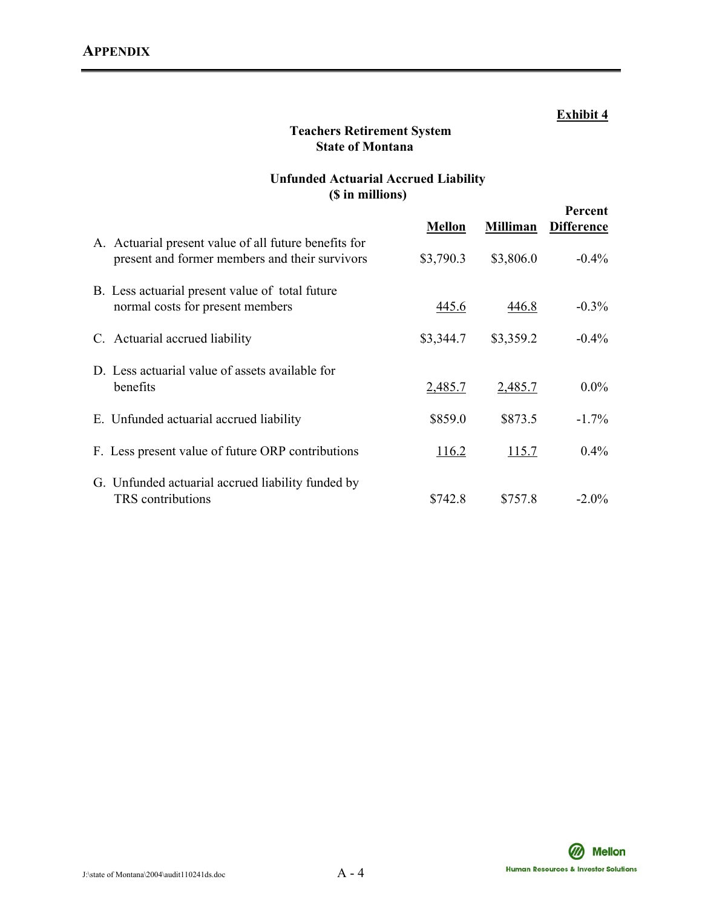**Exhibit 4**

**Teachers Retirement System**
**State of Montana**

**Unfunded Actuarial Accrued Liability**
**($ in millions)**

| | Mellon | Milliman | Percent Difference |
|---|---|---|---|
| A. Actuarial present value of all future benefits for present and former members and their survivors | $3,790.3 | $3,806.0 | -0.4% |
| B. Less actuarial present value of total future normal costs for present members | 445.6 | 446.8 | -0.3% |
| C. Actuarial accrued liability | $3,344.7 | $3,359.2 | -0.4% |
| D. Less actuarial value of assets available for benefits | 2,485.7 | 2,485.7 | 0.0% |
| E. Unfunded actuarial accrued liability | $859.0 | $873.5 | -1.7% |
| F. Less present value of future ORP contributions | 116.2 | 115.7 | 0.4% |
| G. Unfunded actuarial accrued liability funded by TRS contributions | $742.8 | $757.8 | -2.0% |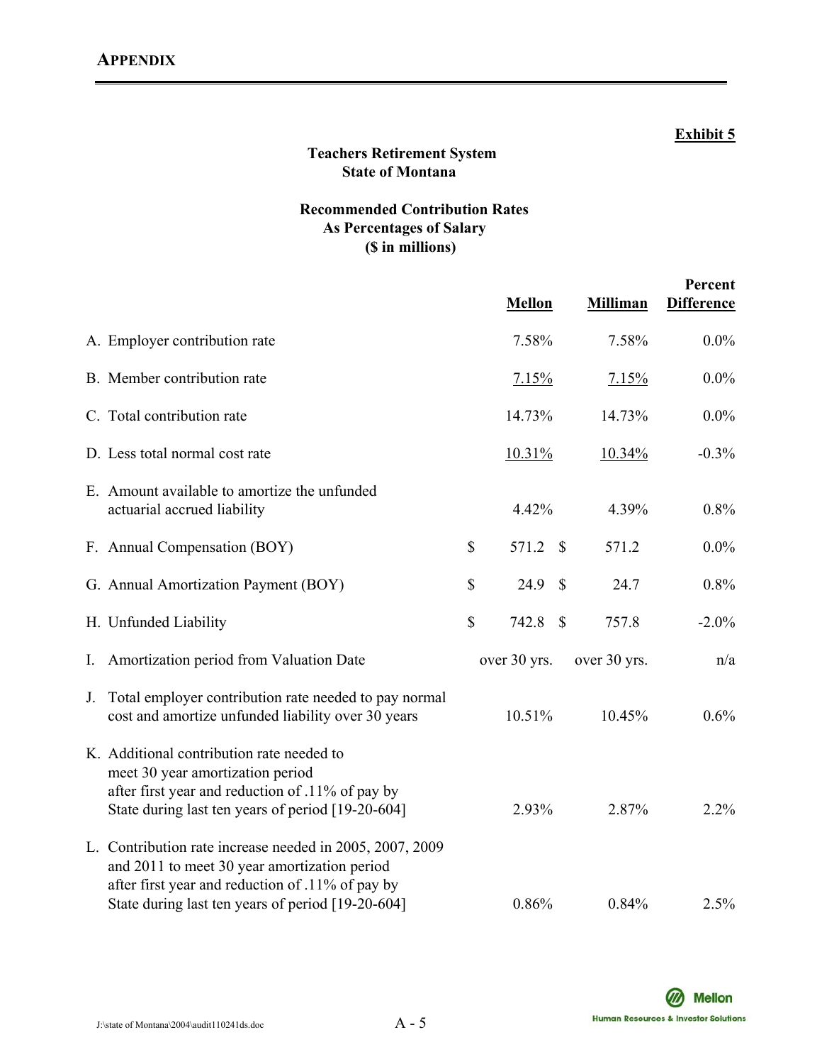**Exhibit 5**

**Teachers Retirement System**
**State of Montana**

**Recommended Contribution Rates**
**As Percentages of Salary**
**($ in millions)**

| | Mellon | Milliman | Percent Difference |
|---|---|---|---|
| A. Employer contribution rate | 7.58% | 7.58% | 0.0% |
| B. Member contribution rate | 7.15% | 7.15% | 0.0% |
| C. Total contribution rate | 14.73% | 14.73% | 0.0% |
| D. Less total normal cost rate | 10.31% | 10.34% | -0.3% |
| E. Amount available to amortize the unfunded actuarial accrued liability | 4.42% | 4.39% | 0.8% |
| F. Annual Compensation (BOY) | $ 571.2 | $ 571.2 | 0.0% |
| G. Annual Amortization Payment (BOY) | $ 24.9 | $ 24.7 | 0.8% |
| H. Unfunded Liability | $ 742.8 | $ 757.8 | -2.0% |
| I. Amortization period from Valuation Date | over 30 yrs. | over 30 yrs. | n/a |
| J. Total employer contribution rate needed to pay normal cost and amortize unfunded liability over 30 years | 10.51% | 10.45% | 0.6% |
| K. Additional contribution rate needed to meet 30 year amortization period after first year and reduction of .11% of pay by State during last ten years of period [19-20-604] | 2.93% | 2.87% | 2.2% |
| L. Contribution rate increase needed in 2005, 2007, 2009 and 2011 to meet 30 year amortization period after first year and reduction of .11% of pay by State during last ten years of period [19-20-604] | 0.86% | 0.84% | 2.5% |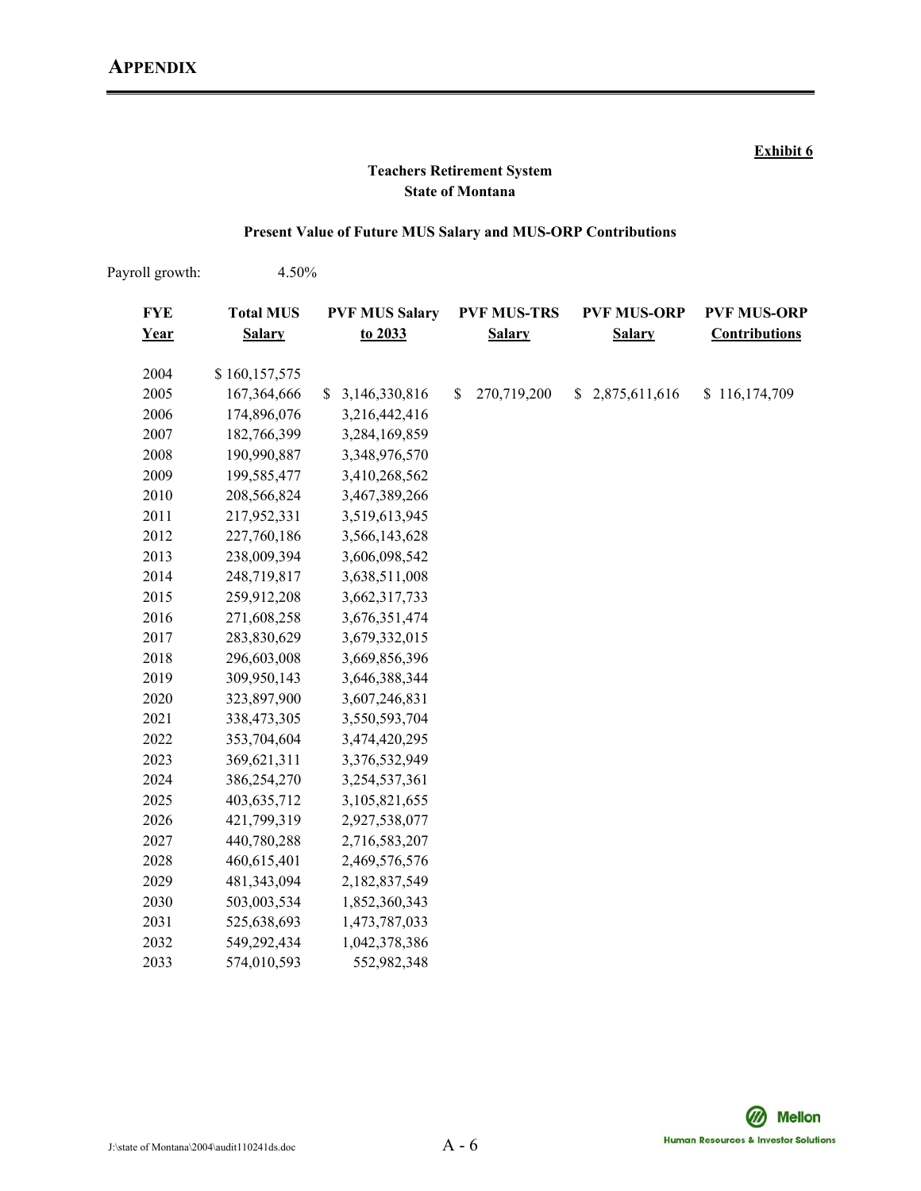**APPENDIX**

**Exhibit 6**

**Teachers Retirement System**
**State of Montana**

**Present Value of Future MUS Salary and MUS-ORP Contributions**

Payroll growth: 4.50%

| FYE Year | Total MUS Salary | PVF MUS Salary to 2033 | PVF MUS-TRS Salary | PVF MUS-ORP Salary | PVF MUS-ORP Contributions |
|---|---|---|---|---|---|
| 2004 | $ 160,157,575 | | | | |
| 2005 | 167,364,666 | $ 3,146,330,816 | $ 270,719,200 | $ 2,875,611,616 | $ 116,174,709 |
| 2006 | 174,896,076 | 3,216,442,416 | | | |
| 2007 | 182,766,399 | 3,284,169,859 | | | |
| 2008 | 190,990,887 | 3,348,976,570 | | | |
| 2009 | 199,585,477 | 3,410,268,562 | | | |
| 2010 | 208,566,824 | 3,467,389,266 | | | |
| 2011 | 217,952,331 | 3,519,613,945 | | | |
| 2012 | 227,760,186 | 3,566,143,628 | | | |
| 2013 | 238,009,394 | 3,606,098,542 | | | |
| 2014 | 248,719,817 | 3,638,511,008 | | | |
| 2015 | 259,912,208 | 3,662,317,733 | | | |
| 2016 | 271,608,258 | 3,676,351,474 | | | |
| 2017 | 283,830,629 | 3,679,332,015 | | | |
| 2018 | 296,603,008 | 3,669,856,396 | | | |
| 2019 | 309,950,143 | 3,646,388,344 | | | |
| 2020 | 323,897,900 | 3,607,246,831 | | | |
| 2021 | 338,473,305 | 3,550,593,704 | | | |
| 2022 | 353,704,604 | 3,474,420,295 | | | |
| 2023 | 369,621,311 | 3,376,532,949 | | | |
| 2024 | 386,254,270 | 3,254,537,361 | | | |
| 2025 | 403,635,712 | 3,105,821,655 | | | |
| 2026 | 421,799,319 | 2,927,538,077 | | | |
| 2027 | 440,780,288 | 2,716,583,207 | | | |
| 2028 | 460,615,401 | 2,469,576,576 | | | |
| 2029 | 481,343,094 | 2,182,837,549 | | | |
| 2030 | 503,003,534 | 1,852,360,343 | | | |
| 2031 | 525,638,693 | 1,473,787,033 | | | |
| 2032 | 549,292,434 | 1,042,378,386 | | | |
| 2033 | 574,010,593 | 552,982,348 | | | |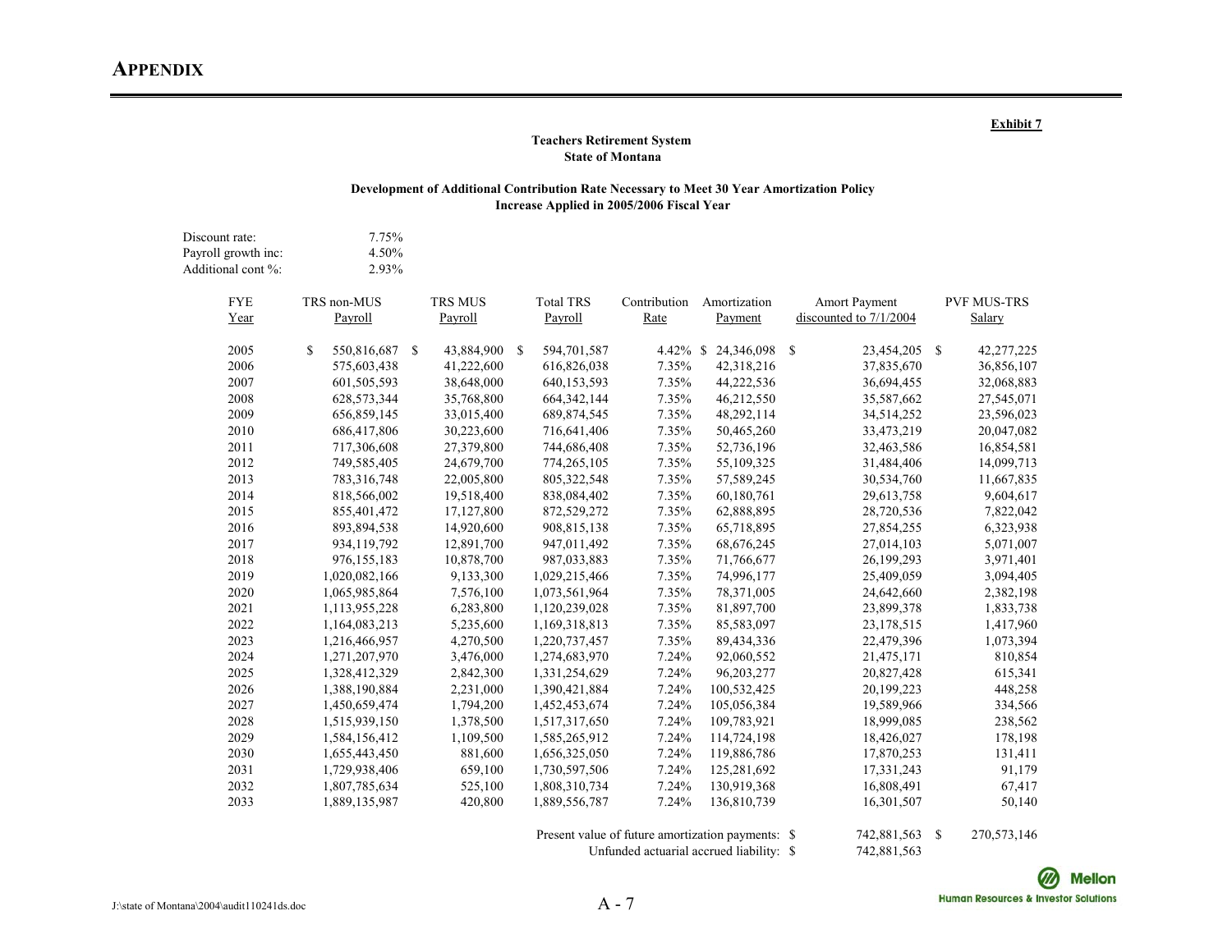**Exhibit 7**

**Teachers Retirement System**
**State of Montana**

**Development of Additional Contribution Rate Necessary to Meet 30 Year Amortization Policy**
**Increase Applied in 2005/2006 Fiscal Year**

| | |
|---|---|
| Discount rate: | 7.75% |
| Payroll growth inc: | 4.50% |
| Additional cont %: | 2.93% |

| FYE Year | TRS non-MUS Payroll | TRS MUS Payroll | Total TRS Payroll | Contribution Rate | Amortization Payment | Amort Payment discounted to 7/1/2004 | PVF MUS-TRS Salary |
|---|---|---|---|---|---|---|---|
| 2005 | $ 550,816,687 | $ 43,884,900 | $ 594,701,587 | 4.42% | $ 24,346,098 | $ 23,454,205 | $ 42,277,225 |
| 2006 | 575,603,438 | 41,222,600 | 616,826,038 | 7.35% | 42,318,216 | 37,835,670 | 36,856,107 |
| 2007 | 601,505,593 | 38,648,000 | 640,153,593 | 7.35% | 44,222,536 | 36,694,455 | 32,068,883 |
| 2008 | 628,573,344 | 35,768,800 | 664,342,144 | 7.35% | 46,212,550 | 35,587,662 | 27,545,071 |
| 2009 | 656,859,145 | 33,015,400 | 689,874,545 | 7.35% | 48,292,114 | 34,514,252 | 23,596,023 |
| 2010 | 686,417,806 | 30,223,600 | 716,641,406 | 7.35% | 50,465,260 | 33,473,219 | 20,047,082 |
| 2011 | 717,306,608 | 27,379,800 | 744,686,408 | 7.35% | 52,736,196 | 32,463,586 | 16,854,581 |
| 2012 | 749,585,405 | 24,679,700 | 774,265,105 | 7.35% | 55,109,325 | 31,484,406 | 14,099,713 |
| 2013 | 783,316,748 | 22,005,800 | 805,322,548 | 7.35% | 57,589,245 | 30,534,760 | 11,667,835 |
| 2014 | 818,566,002 | 19,518,400 | 838,084,402 | 7.35% | 60,180,761 | 29,613,758 | 9,604,617 |
| 2015 | 855,401,472 | 17,127,800 | 872,529,272 | 7.35% | 62,888,895 | 28,720,536 | 7,822,042 |
| 2016 | 893,894,538 | 14,920,600 | 908,815,138 | 7.35% | 65,718,895 | 27,854,255 | 6,323,938 |
| 2017 | 934,119,792 | 12,891,700 | 947,011,492 | 7.35% | 68,676,245 | 27,014,103 | 5,071,007 |
| 2018 | 976,155,183 | 10,878,700 | 987,033,883 | 7.35% | 71,766,677 | 26,199,293 | 3,971,401 |
| 2019 | 1,020,082,166 | 9,133,300 | 1,029,215,466 | 7.35% | 74,996,177 | 25,409,059 | 3,094,405 |
| 2020 | 1,065,985,864 | 7,576,100 | 1,073,561,964 | 7.35% | 78,371,005 | 24,642,660 | 2,382,198 |
| 2021 | 1,113,955,228 | 6,283,800 | 1,120,239,028 | 7.35% | 81,897,700 | 23,899,378 | 1,833,738 |
| 2022 | 1,164,083,213 | 5,235,600 | 1,169,318,813 | 7.35% | 85,583,097 | 23,178,515 | 1,417,960 |
| 2023 | 1,216,466,957 | 4,270,500 | 1,220,737,457 | 7.35% | 89,434,336 | 22,479,396 | 1,073,394 |
| 2024 | 1,271,207,970 | 3,476,000 | 1,274,683,970 | 7.24% | 92,060,552 | 21,475,171 | 810,854 |
| 2025 | 1,328,412,329 | 2,842,300 | 1,331,254,629 | 7.24% | 96,203,277 | 20,827,428 | 615,341 |
| 2026 | 1,388,190,884 | 2,231,000 | 1,390,421,884 | 7.24% | 100,532,425 | 20,199,223 | 448,258 |
| 2027 | 1,450,659,474 | 1,794,200 | 1,452,453,674 | 7.24% | 105,056,384 | 19,589,966 | 334,566 |
| 2028 | 1,515,939,150 | 1,378,500 | 1,517,317,650 | 7.24% | 109,783,921 | 18,999,085 | 238,562 |
| 2029 | 1,584,156,412 | 1,109,500 | 1,585,265,912 | 7.24% | 114,724,198 | 18,426,027 | 178,198 |
| 2030 | 1,655,443,450 | 881,600 | 1,656,325,050 | 7.24% | 119,886,786 | 17,870,253 | 131,411 |
| 2031 | 1,729,938,406 | 659,100 | 1,730,597,506 | 7.24% | 125,281,692 | 17,331,243 | 91,179 |
| 2032 | 1,807,785,634 | 525,100 | 1,808,310,734 | 7.24% | 130,919,368 | 16,808,491 | 67,417 |
| 2033 | 1,889,135,987 | 420,800 | 1,889,556,787 | 7.24% | 136,810,739 | 16,301,507 | 50,140 |
| | | | | | Present value of future amortization payments: | $ 742,881,563 | $ 270,573,146 |
| | | | | | Unfunded actuarial accrued liability: | $ 742,881,563 | |

J:\state of Montana\2004\audit110241ds.doc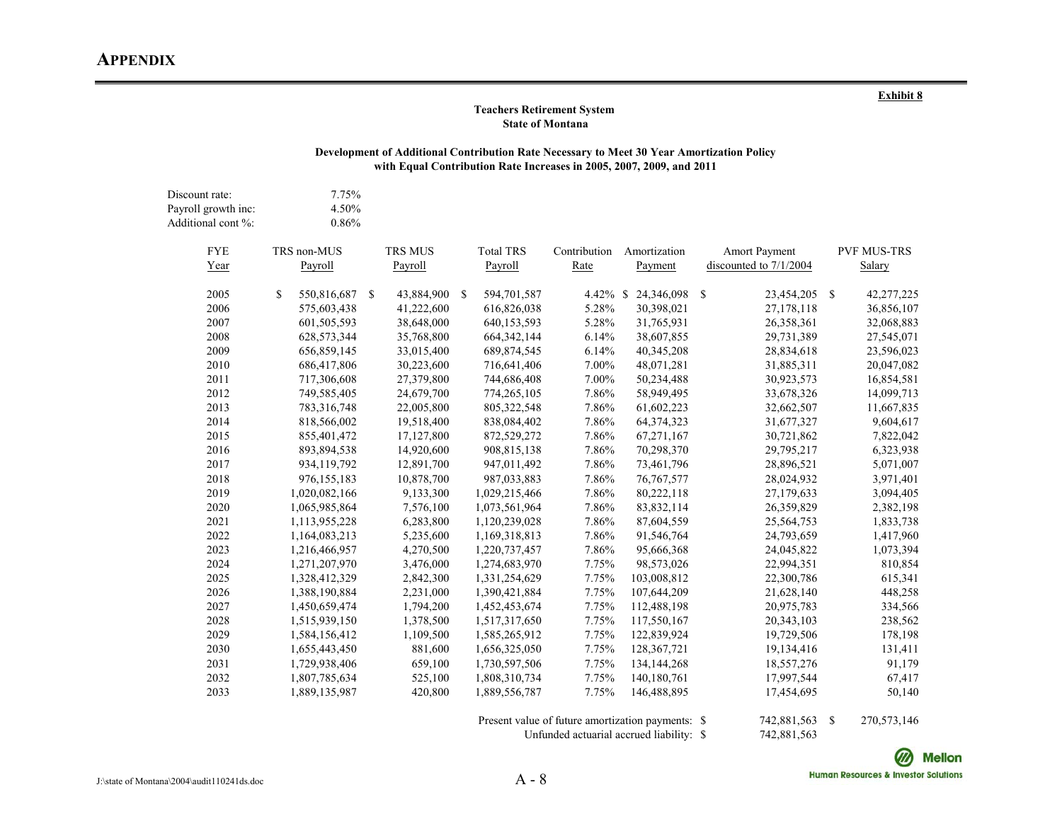## APPENDIX

**Exhibit 8**

**Teachers Retirement System**
**State of Montana**

**Development of Additional Contribution Rate Necessary to Meet 30 Year Amortization Policy with Equal Contribution Rate Increases in 2005, 2007, 2009, and 2011**

| | |
|---|---|
| Discount rate: | 7.75% |
| Payroll growth inc: | 4.50% |
| Additional cont %: | 0.86% |

| FYE Year | TRS non-MUS Payroll | TRS MUS Payroll | Total TRS Payroll | Contribution Rate | Amortization Payment | Amort Payment discounted to 7/1/2004 | PVF MUS-TRS Salary |
|---|---|---|---|---|---|---|---|
| 2005 | $ 550,816,687 | $ 43,884,900 | $ 594,701,587 | 4.42% | $ 24,346,098 | $ 23,454,205 | $ 42,277,225 |
| 2006 | 575,603,438 | 41,222,600 | 616,826,038 | 5.28% | 30,398,021 | 27,178,118 | 36,856,107 |
| 2007 | 601,505,593 | 38,648,000 | 640,153,593 | 5.28% | 31,765,931 | 26,358,361 | 32,068,883 |
| 2008 | 628,573,344 | 35,768,800 | 664,342,144 | 6.14% | 38,607,855 | 29,731,389 | 27,545,071 |
| 2009 | 656,859,145 | 33,015,400 | 689,874,545 | 6.14% | 40,345,208 | 28,834,618 | 23,596,023 |
| 2010 | 686,417,806 | 30,223,600 | 716,641,406 | 7.00% | 48,071,281 | 31,885,311 | 20,047,082 |
| 2011 | 717,306,608 | 27,379,800 | 744,686,408 | 7.00% | 50,234,488 | 30,923,573 | 16,854,581 |
| 2012 | 749,585,405 | 24,679,700 | 774,265,105 | 7.86% | 58,949,495 | 33,678,326 | 14,099,713 |
| 2013 | 783,316,748 | 22,005,800 | 805,322,548 | 7.86% | 61,602,223 | 32,662,507 | 11,667,835 |
| 2014 | 818,566,002 | 19,518,400 | 838,084,402 | 7.86% | 64,374,323 | 31,677,327 | 9,604,617 |
| 2015 | 855,401,472 | 17,127,800 | 872,529,272 | 7.86% | 67,271,167 | 30,721,862 | 7,822,042 |
| 2016 | 893,894,538 | 14,920,600 | 908,815,138 | 7.86% | 70,298,370 | 29,795,217 | 6,323,938 |
| 2017 | 934,119,792 | 12,891,700 | 947,011,492 | 7.86% | 73,461,796 | 28,896,521 | 5,071,007 |
| 2018 | 976,155,183 | 10,878,700 | 987,033,883 | 7.86% | 76,767,577 | 28,024,932 | 3,971,401 |
| 2019 | 1,020,082,166 | 9,133,300 | 1,029,215,466 | 7.86% | 80,222,118 | 27,179,633 | 3,094,405 |
| 2020 | 1,065,985,864 | 7,576,100 | 1,073,561,964 | 7.86% | 83,832,114 | 26,359,829 | 2,382,198 |
| 2021 | 1,113,955,228 | 6,283,800 | 1,120,239,028 | 7.86% | 87,604,559 | 25,564,753 | 1,833,738 |
| 2022 | 1,164,083,213 | 5,235,600 | 1,169,318,813 | 7.86% | 91,546,764 | 24,793,659 | 1,417,960 |
| 2023 | 1,216,466,957 | 4,270,500 | 1,220,737,457 | 7.86% | 95,666,368 | 24,045,822 | 1,073,394 |
| 2024 | 1,271,207,970 | 3,476,000 | 1,274,683,970 | 7.75% | 98,573,026 | 22,994,351 | 810,854 |
| 2025 | 1,328,412,329 | 2,842,300 | 1,331,254,629 | 7.75% | 103,008,812 | 22,300,786 | 615,341 |
| 2026 | 1,388,190,884 | 2,231,000 | 1,390,421,884 | 7.75% | 107,644,209 | 21,628,140 | 448,258 |
| 2027 | 1,450,659,474 | 1,794,200 | 1,452,453,674 | 7.75% | 112,488,198 | 20,975,783 | 334,566 |
| 2028 | 1,515,939,150 | 1,378,500 | 1,517,317,650 | 7.75% | 117,550,167 | 20,343,103 | 238,562 |
| 2029 | 1,584,156,412 | 1,109,500 | 1,585,265,912 | 7.75% | 122,839,924 | 19,729,506 | 178,198 |
| 2030 | 1,655,443,450 | 881,600 | 1,656,325,050 | 7.75% | 128,367,721 | 19,134,416 | 131,411 |
| 2031 | 1,729,938,406 | 659,100 | 1,730,597,506 | 7.75% | 134,144,268 | 18,557,276 | 91,179 |
| 2032 | 1,807,785,634 | 525,100 | 1,808,310,734 | 7.75% | 140,180,761 | 17,997,544 | 67,417 |
| 2033 | 1,889,135,987 | 420,800 | 1,889,556,787 | 7.75% | 146,488,895 | 17,454,695 | 50,140 |
| | | | | | Present value of future amortization payments: | $ 742,881,563 | $ 270,573,146 |
| | | | | | Unfunded actuarial accrued liability: | $ 742,881,563 | |

J:\state of Montana\2004\audit110241ds.doc

Mellon
Human Resources & Investor Solutions